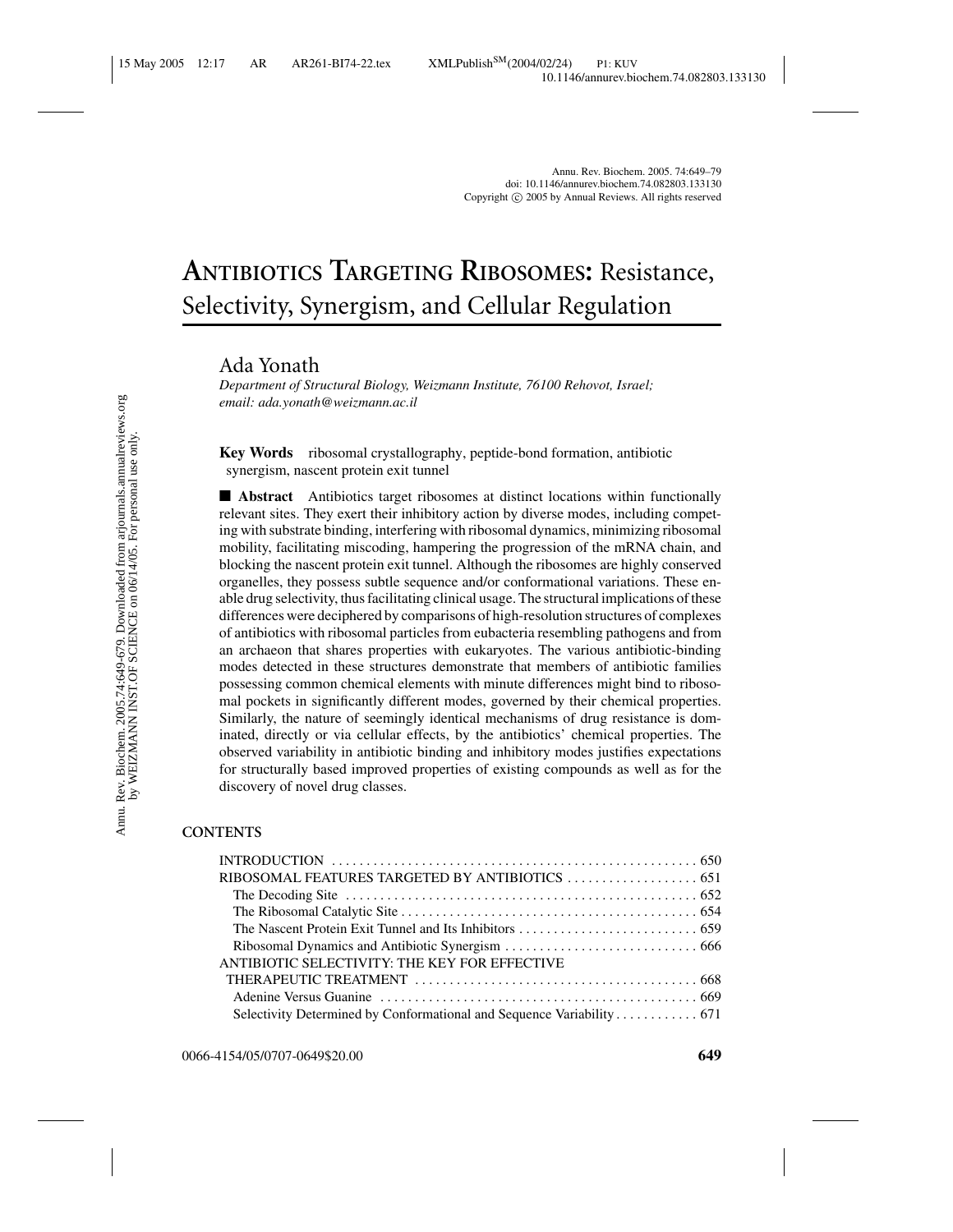# ANTIBIOTICS TARGETING RIBOSOMES: Resistance, Selectivity, Synergism, and Cellular Regulation

Ada Yonath

*Department of Structural Biology, Weizmann Institute, 76100 Rehovot, Israel; email: ada.yonath@weizmann.ac.il*

**Key Words** ribosomal crystallography, peptide-bond formation, antibiotic synergism, nascent protein exit tunnel

■ **Abstract** Antibiotics target ribosomes at distinct locations within functionally relevant sites. They exert their inhibitory action by diverse modes, including competing with substrate binding, interfering with ribosomal dynamics, minimizing ribosomal mobility, facilitating miscoding, hampering the progression of the mRNA chain, and blocking the nascent protein exit tunnel. Although the ribosomes are highly conserved organelles, they possess subtle sequence and/or conformational variations. These enable drug selectivity, thus facilitating clinical usage. The structural implications of these differences were deciphered by comparisons of high-resolution structures of complexes of antibiotics with ribosomal particles from eubacteria resembling pathogens and from an archaeon that shares properties with eukaryotes. The various antibiotic-binding modes detected in these structures demonstrate that members of antibiotic families possessing common chemical elements with minute differences might bind to ribosomal pockets in significantly different modes, governed by their chemical properties. Similarly, the nature of seemingly identical mechanisms of drug resistance is dominated, directly or via cellular effects, by the antibiotics' chemical properties. The observed variability in antibiotic binding and inhibitory modes justifies expectations for structurally based improved properties of existing compounds as well as for the discovery of novel drug classes.

**CONTENTS**

- INTRODUCTION .......... 650
- RIBOSOMAL FEATURES TARGETED BY ANTIBIOTICS .......... 651
  - The Decoding Site .......... 652
  - The Ribosomal Catalytic Site .......... 654
  - The Nascent Protein Exit Tunnel and Its Inhibitors .......... 659
  - Ribosomal Dynamics and Antibiotic Synergism .......... 666
- ANTIBIOTIC SELECTIVITY: THE KEY FOR EFFECTIVE THERAPEUTIC TREATMENT .......... 668
  - Adenine Versus Guanine .......... 669
  - Selectivity Determined by Conformational and Sequence Variability .......... 671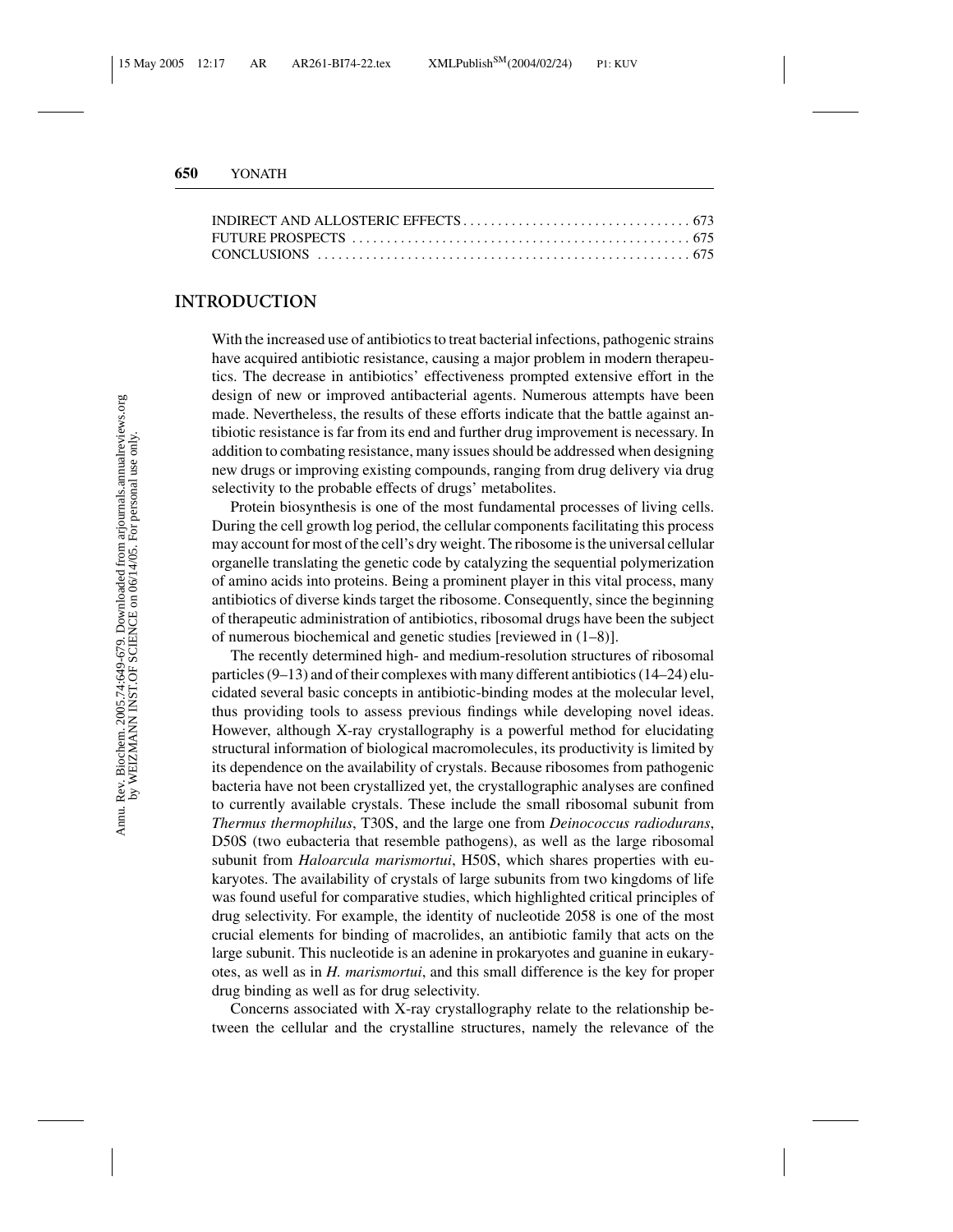INDIRECT AND ALLOSTERIC EFFECTS . . . . . . . . . . . . . . . . . . . . . . . . . . . . . . . . . 673
FUTURE PROSPECTS . . . . . . . . . . . . . . . . . . . . . . . . . . . . . . . . . . . . . . . . . . . . . . . . 675
CONCLUSIONS . . . . . . . . . . . . . . . . . . . . . . . . . . . . . . . . . . . . . . . . . . . . . . . . . . . 675

## INTRODUCTION

With the increased use of antibiotics to treat bacterial infections, pathogenic strains have acquired antibiotic resistance, causing a major problem in modern therapeutics. The decrease in antibiotics' effectiveness prompted extensive effort in the design of new or improved antibacterial agents. Numerous attempts have been made. Nevertheless, the results of these efforts indicate that the battle against antibiotic resistance is far from its end and further drug improvement is necessary. In addition to combating resistance, many issues should be addressed when designing new drugs or improving existing compounds, ranging from drug delivery via drug selectivity to the probable effects of drugs' metabolites.

Protein biosynthesis is one of the most fundamental processes of living cells. During the cell growth log period, the cellular components facilitating this process may account for most of the cell's dry weight. The ribosome is the universal cellular organelle translating the genetic code by catalyzing the sequential polymerization of amino acids into proteins. Being a prominent player in this vital process, many antibiotics of diverse kinds target the ribosome. Consequently, since the beginning of therapeutic administration of antibiotics, ribosomal drugs have been the subject of numerous biochemical and genetic studies [reviewed in (1–8)].

The recently determined high- and medium-resolution structures of ribosomal particles (9–13) and of their complexes with many different antibiotics (14–24) elucidated several basic concepts in antibiotic-binding modes at the molecular level, thus providing tools to assess previous findings while developing novel ideas. However, although X-ray crystallography is a powerful method for elucidating structural information of biological macromolecules, its productivity is limited by its dependence on the availability of crystals. Because ribosomes from pathogenic bacteria have not been crystallized yet, the crystallographic analyses are confined to currently available crystals. These include the small ribosomal subunit from *Thermus thermophilus*, T30S, and the large one from *Deinococcus radiodurans*, D50S (two eubacteria that resemble pathogens), as well as the large ribosomal subunit from *Haloarcula marismortui*, H50S, which shares properties with eukaryotes. The availability of crystals of large subunits from two kingdoms of life was found useful for comparative studies, which highlighted critical principles of drug selectivity. For example, the identity of nucleotide 2058 is one of the most crucial elements for binding of macrolides, an antibiotic family that acts on the large subunit. This nucleotide is an adenine in prokaryotes and guanine in eukaryotes, as well as in *H. marismortui*, and this small difference is the key for proper drug binding as well as for drug selectivity.

Concerns associated with X-ray crystallography relate to the relationship between the cellular and the crystalline structures, namely the relevance of the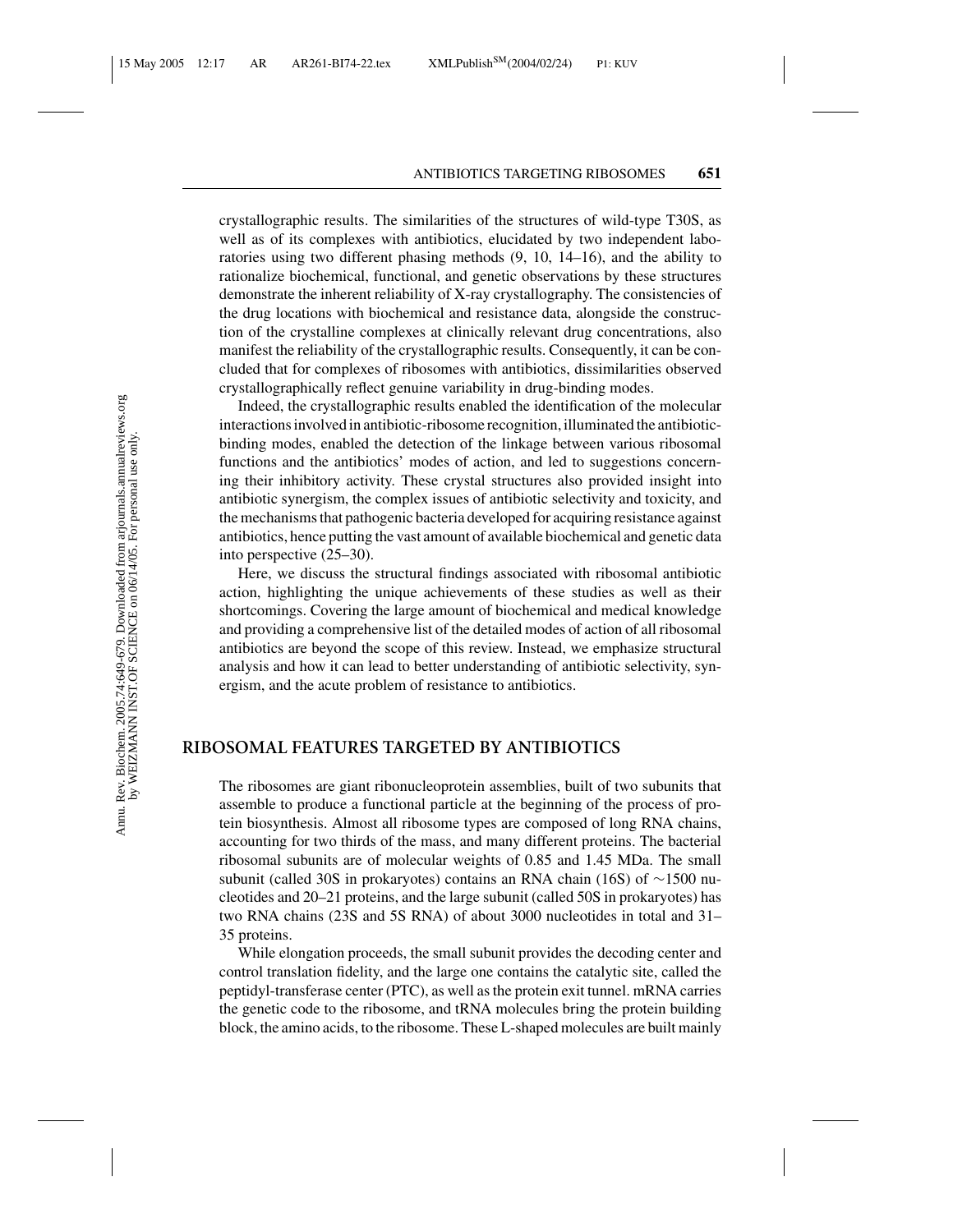crystallographic results. The similarities of the structures of wild-type T30S, as well as of its complexes with antibiotics, elucidated by two independent laboratories using two different phasing methods (9, 10, 14–16), and the ability to rationalize biochemical, functional, and genetic observations by these structures demonstrate the inherent reliability of X-ray crystallography. The consistencies of the drug locations with biochemical and resistance data, alongside the construction of the crystalline complexes at clinically relevant drug concentrations, also manifest the reliability of the crystallographic results. Consequently, it can be concluded that for complexes of ribosomes with antibiotics, dissimilarities observed crystallographically reflect genuine variability in drug-binding modes.

Indeed, the crystallographic results enabled the identification of the molecular interactions involved in antibiotic-ribosome recognition, illuminated the antibiotic-binding modes, enabled the detection of the linkage between various ribosomal functions and the antibiotics' modes of action, and led to suggestions concerning their inhibitory activity. These crystal structures also provided insight into antibiotic synergism, the complex issues of antibiotic selectivity and toxicity, and the mechanisms that pathogenic bacteria developed for acquiring resistance against antibiotics, hence putting the vast amount of available biochemical and genetic data into perspective (25–30).

Here, we discuss the structural findings associated with ribosomal antibiotic action, highlighting the unique achievements of these studies as well as their shortcomings. Covering the large amount of biochemical and medical knowledge and providing a comprehensive list of the detailed modes of action of all ribosomal antibiotics are beyond the scope of this review. Instead, we emphasize structural analysis and how it can lead to better understanding of antibiotic selectivity, synergism, and the acute problem of resistance to antibiotics.

## RIBOSOMAL FEATURES TARGETED BY ANTIBIOTICS

The ribosomes are giant ribonucleoprotein assemblies, built of two subunits that assemble to produce a functional particle at the beginning of the process of protein biosynthesis. Almost all ribosome types are composed of long RNA chains, accounting for two thirds of the mass, and many different proteins. The bacterial ribosomal subunits are of molecular weights of 0.85 and 1.45 MDa. The small subunit (called 30S in prokaryotes) contains an RNA chain (16S) of ~1500 nucleotides and 20–21 proteins, and the large subunit (called 50S in prokaryotes) has two RNA chains (23S and 5S RNA) of about 3000 nucleotides in total and 31–35 proteins.

While elongation proceeds, the small subunit provides the decoding center and control translation fidelity, and the large one contains the catalytic site, called the peptidyl-transferase center (PTC), as well as the protein exit tunnel. mRNA carries the genetic code to the ribosome, and tRNA molecules bring the protein building block, the amino acids, to the ribosome. These L-shaped molecules are built mainly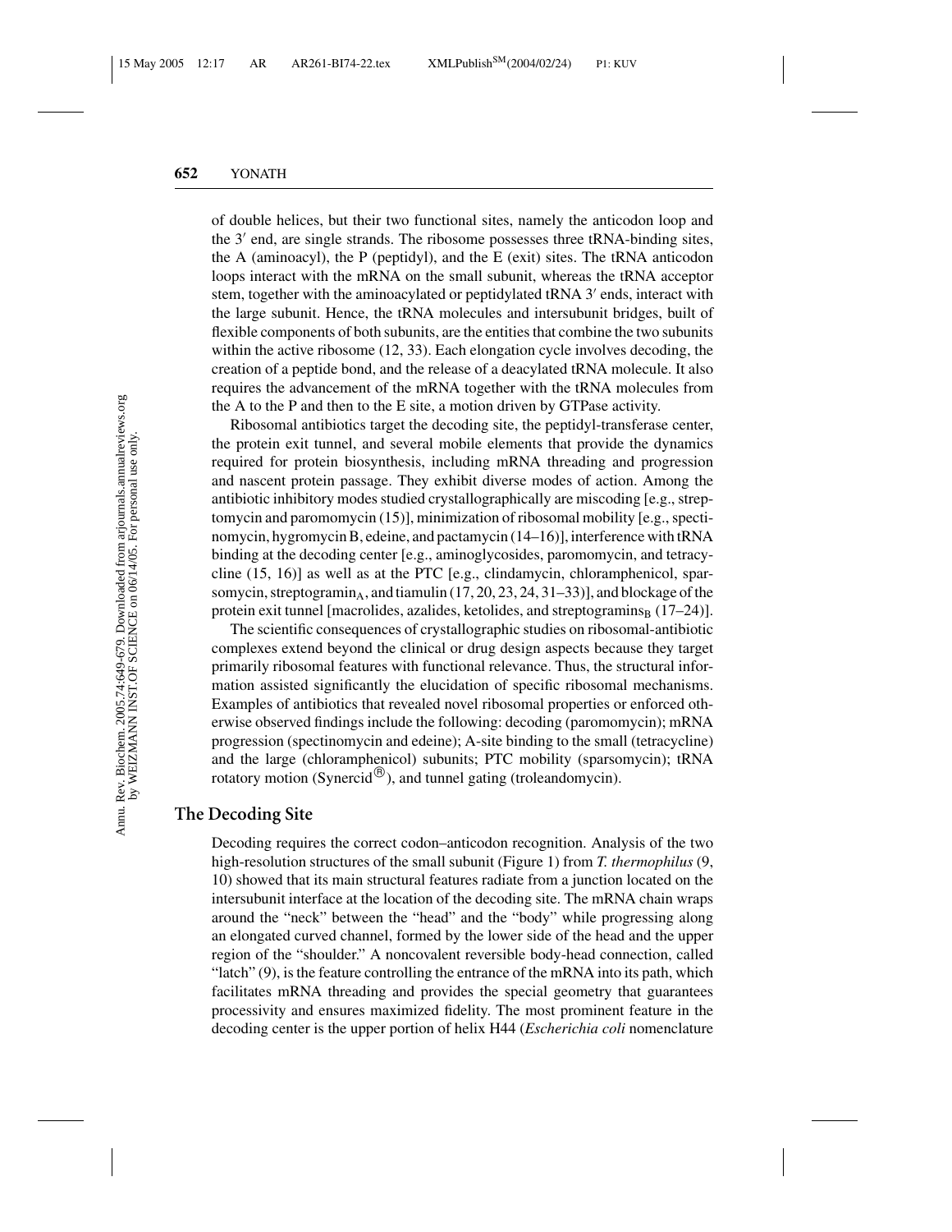of double helices, but their two functional sites, namely the anticodon loop and the 3′ end, are single strands. The ribosome possesses three tRNA-binding sites, the A (aminoacyl), the P (peptidyl), and the E (exit) sites. The tRNA anticodon loops interact with the mRNA on the small subunit, whereas the tRNA acceptor stem, together with the aminoacylated or peptidylated tRNA 3′ ends, interact with the large subunit. Hence, the tRNA molecules and intersubunit bridges, built of flexible components of both subunits, are the entities that combine the two subunits within the active ribosome (12, 33). Each elongation cycle involves decoding, the creation of a peptide bond, and the release of a deacylated tRNA molecule. It also requires the advancement of the mRNA together with the tRNA molecules from the A to the P and then to the E site, a motion driven by GTPase activity.

Ribosomal antibiotics target the decoding site, the peptidyl-transferase center, the protein exit tunnel, and several mobile elements that provide the dynamics required for protein biosynthesis, including mRNA threading and progression and nascent protein passage. They exhibit diverse modes of action. Among the antibiotic inhibitory modes studied crystallographically are miscoding [e.g., streptomycin and paromomycin (15)], minimization of ribosomal mobility [e.g., spectinomycin, hygromycin B, edeine, and pactamycin (14–16)], interference with tRNA binding at the decoding center [e.g., aminoglycosides, paromomycin, and tetracycline (15, 16)] as well as at the PTC [e.g., clindamycin, chloramphenicol, sparsomycin, streptogramin$_A$, and tiamulin (17, 20, 23, 24, 31–33)], and blockage of the protein exit tunnel [macrolides, azalides, ketolides, and streptogramins$_B$ (17–24)].

The scientific consequences of crystallographic studies on ribosomal-antibiotic complexes extend beyond the clinical or drug design aspects because they target primarily ribosomal features with functional relevance. Thus, the structural information assisted significantly the elucidation of specific ribosomal mechanisms. Examples of antibiotics that revealed novel ribosomal properties or enforced otherwise observed findings include the following: decoding (paromomycin); mRNA progression (spectinomycin and edeine); A-site binding to the small (tetracycline) and the large (chloramphenicol) subunits; PTC mobility (sparsomycin); tRNA rotatory motion (Synercid®), and tunnel gating (troleandomycin).

## The Decoding Site

Decoding requires the correct codon–anticodon recognition. Analysis of the two high-resolution structures of the small subunit (Figure 1) from *T. thermophilus* (9, 10) showed that its main structural features radiate from a junction located on the intersubunit interface at the location of the decoding site. The mRNA chain wraps around the "neck" between the "head" and the "body" while progressing along an elongated curved channel, formed by the lower side of the head and the upper region of the "shoulder." A noncovalent reversible body-head connection, called "latch" (9), is the feature controlling the entrance of the mRNA into its path, which facilitates mRNA threading and provides the special geometry that guarantees processivity and ensures maximized fidelity. The most prominent feature in the decoding center is the upper portion of helix H44 (*Escherichia coli* nomenclature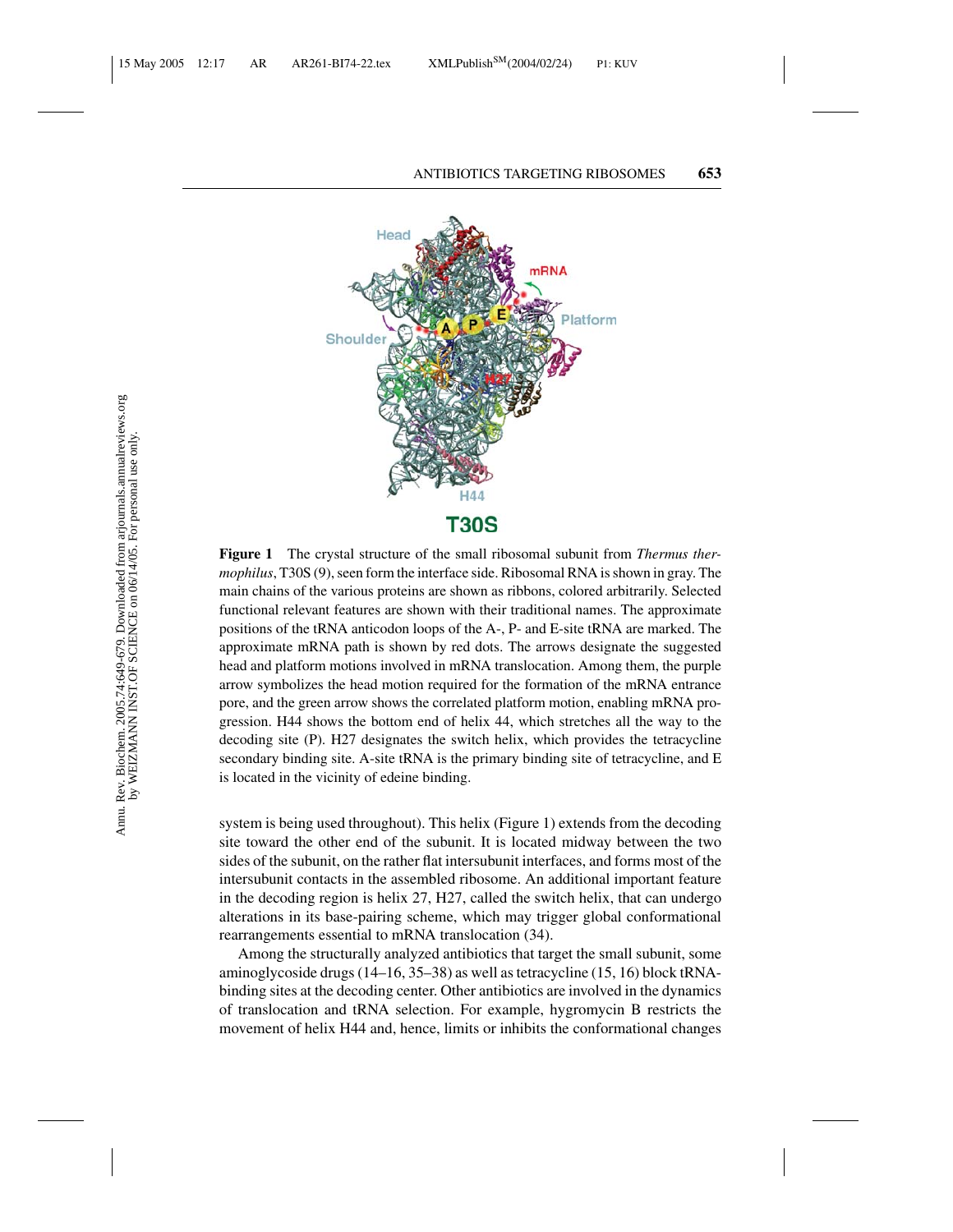**Figure 1** The crystal structure of the small ribosomal subunit from *Thermus thermophilus*, T30S (9), seen form the interface side. Ribosomal RNA is shown in gray. The main chains of the various proteins are shown as ribbons, colored arbitrarily. Selected functional relevant features are shown with their traditional names. The approximate positions of the tRNA anticodon loops of the A-, P- and E-site tRNA are marked. The approximate mRNA path is shown by red dots. The arrows designate the suggested head and platform motions involved in mRNA translocation. Among them, the purple arrow symbolizes the head motion required for the formation of the mRNA entrance pore, and the green arrow shows the correlated platform motion, enabling mRNA progression. H44 shows the bottom end of helix 44, which stretches all the way to the decoding site (P). H27 designates the switch helix, which provides the tetracycline secondary binding site. A-site tRNA is the primary binding site of tetracycline, and E is located in the vicinity of edeine binding.

system is being used throughout). This helix (Figure 1) extends from the decoding site toward the other end of the subunit. It is located midway between the two sides of the subunit, on the rather flat intersubunit interfaces, and forms most of the intersubunit contacts in the assembled ribosome. An additional important feature in the decoding region is helix 27, H27, called the switch helix, that can undergo alterations in its base-pairing scheme, which may trigger global conformational rearrangements essential to mRNA translocation (34).

Among the structurally analyzed antibiotics that target the small subunit, some aminoglycoside drugs (14–16, 35–38) as well as tetracycline (15, 16) block tRNA-binding sites at the decoding center. Other antibiotics are involved in the dynamics of translocation and tRNA selection. For example, hygromycin B restricts the movement of helix H44 and, hence, limits or inhibits the conformational changes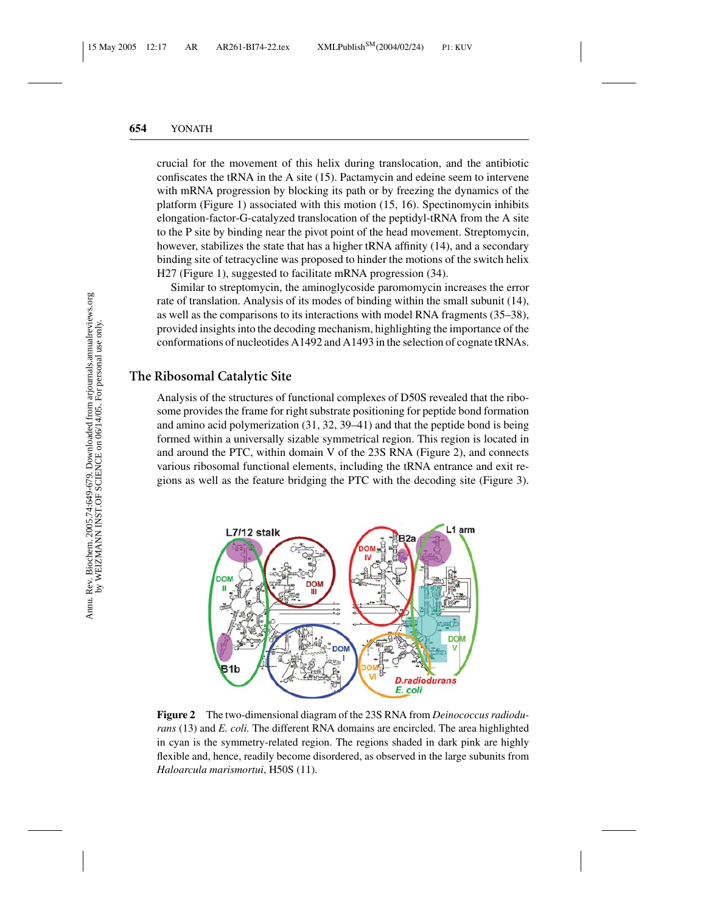crucial for the movement of this helix during translocation, and the antibiotic confiscates the tRNA in the A site (15). Pactamycin and edeine seem to intervene with mRNA progression by blocking its path or by freezing the dynamics of the platform (Figure 1) associated with this motion (15, 16). Spectinomycin inhibits elongation-factor-G-catalyzed translocation of the peptidyl-tRNA from the A site to the P site by binding near the pivot point of the head movement. Streptomycin, however, stabilizes the state that has a higher tRNA affinity (14), and a secondary binding site of tetracycline was proposed to hinder the motions of the switch helix H27 (Figure 1), suggested to facilitate mRNA progression (34).

Similar to streptomycin, the aminoglycoside paromomycin increases the error rate of translation. Analysis of its modes of binding within the small subunit (14), as well as the comparisons to its interactions with model RNA fragments (35–38), provided insights into the decoding mechanism, highlighting the importance of the conformations of nucleotides A1492 and A1493 in the selection of cognate tRNAs.

## The Ribosomal Catalytic Site

Analysis of the structures of functional complexes of D50S revealed that the ribosome provides the frame for right substrate positioning for peptide bond formation and amino acid polymerization (31, 32, 39–41) and that the peptide bond is being formed within a universally sizable symmetrical region. This region is located in and around the PTC, within domain V of the 23S RNA (Figure 2), and connects various ribosomal functional elements, including the tRNA entrance and exit regions as well as the feature bridging the PTC with the decoding site (Figure 3).

**Figure 2** The two-dimensional diagram of the 23S RNA from *Deinococcus radiodurans* (13) and *E. coli.* The different RNA domains are encircled. The area highlighted in cyan is the symmetry-related region. The regions shaded in dark pink are highly flexible and, hence, readily become disordered, as observed in the large subunits from *Haloarcula marismortui*, H50S (11).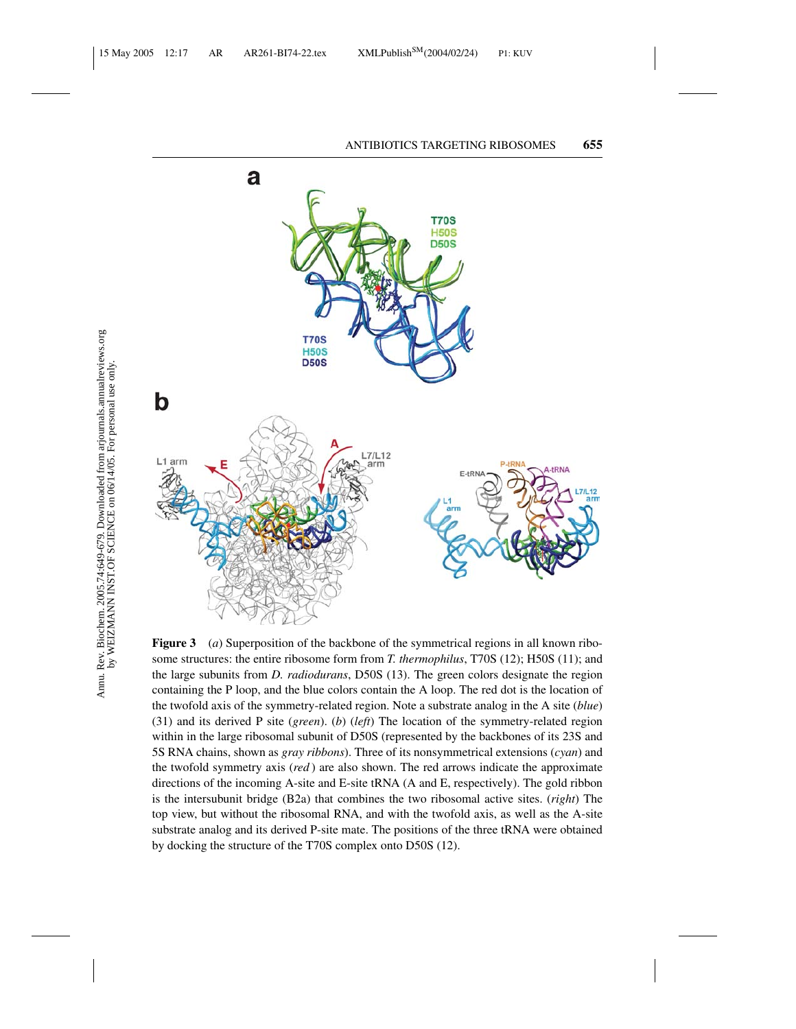**Figure 3** (*a*) Superposition of the backbone of the symmetrical regions in all known ribosome structures: the entire ribosome form from *T. thermophilus*, T70S (12); H50S (11); and the large subunits from *D. radiodurans*, D50S (13). The green colors designate the region containing the P loop, and the blue colors contain the A loop. The red dot is the location of the twofold axis of the symmetry-related region. Note a substrate analog in the A site (*blue*) (31) and its derived P site (*green*). (*b*) (*left*) The location of the symmetry-related region within in the large ribosomal subunit of D50S (represented by the backbones of its 23S and 5S RNA chains, shown as *gray ribbons*). Three of its nonsymmetrical extensions (*cyan*) and the twofold symmetry axis (*red*) are also shown. The red arrows indicate the approximate directions of the incoming A-site and E-site tRNA (A and E, respectively). The gold ribbon is the intersubunit bridge (B2a) that combines the two ribosomal active sites. (*right*) The top view, but without the ribosomal RNA, and with the twofold axis, as well as the A-site substrate analog and its derived P-site mate. The positions of the three tRNA were obtained by docking the structure of the T70S complex onto D50S (12).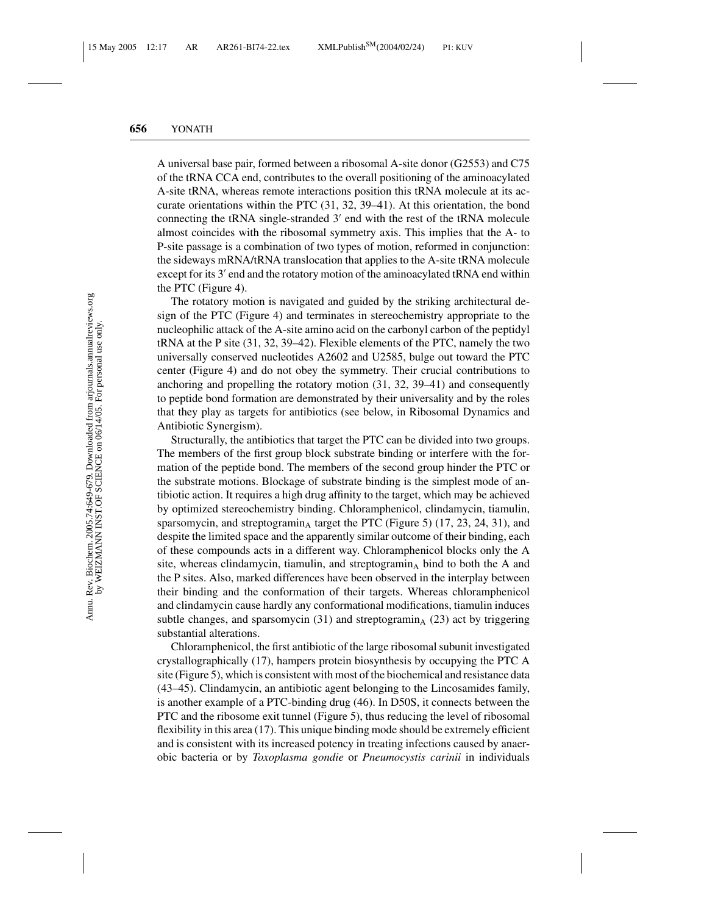A universal base pair, formed between a ribosomal A-site donor (G2553) and C75 of the tRNA CCA end, contributes to the overall positioning of the aminoacylated A-site tRNA, whereas remote interactions position this tRNA molecule at its accurate orientations within the PTC (31, 32, 39–41). At this orientation, the bond connecting the tRNA single-stranded 3′ end with the rest of the tRNA molecule almost coincides with the ribosomal symmetry axis. This implies that the A- to P-site passage is a combination of two types of motion, reformed in conjunction: the sideways mRNA/tRNA translocation that applies to the A-site tRNA molecule except for its 3′ end and the rotatory motion of the aminoacylated tRNA end within the PTC (Figure 4).

The rotatory motion is navigated and guided by the striking architectural design of the PTC (Figure 4) and terminates in stereochemistry appropriate to the nucleophilic attack of the A-site amino acid on the carbonyl carbon of the peptidyl tRNA at the P site (31, 32, 39–42). Flexible elements of the PTC, namely the two universally conserved nucleotides A2602 and U2585, bulge out toward the PTC center (Figure 4) and do not obey the symmetry. Their crucial contributions to anchoring and propelling the rotatory motion (31, 32, 39–41) and consequently to peptide bond formation are demonstrated by their universality and by the roles that they play as targets for antibiotics (see below, in Ribosomal Dynamics and Antibiotic Synergism).

Structurally, the antibiotics that target the PTC can be divided into two groups. The members of the first group block substrate binding or interfere with the formation of the peptide bond. The members of the second group hinder the PTC or the substrate motions. Blockage of substrate binding is the simplest mode of antibiotic action. It requires a high drug affinity to the target, which may be achieved by optimized stereochemistry binding. Chloramphenicol, clindamycin, tiamulin, sparsomycin, and streptogramin$_A$ target the PTC (Figure 5) (17, 23, 24, 31), and despite the limited space and the apparently similar outcome of their binding, each of these compounds acts in a different way. Chloramphenicol blocks only the A site, whereas clindamycin, tiamulin, and streptogramin$_A$ bind to both the A and the P sites. Also, marked differences have been observed in the interplay between their binding and the conformation of their targets. Whereas chloramphenicol and clindamycin cause hardly any conformational modifications, tiamulin induces subtle changes, and sparsomycin (31) and streptogramin$_A$ (23) act by triggering substantial alterations.

Chloramphenicol, the first antibiotic of the large ribosomal subunit investigated crystallographically (17), hampers protein biosynthesis by occupying the PTC A site (Figure 5), which is consistent with most of the biochemical and resistance data (43–45). Clindamycin, an antibiotic agent belonging to the Lincosamides family, is another example of a PTC-binding drug (46). In D50S, it connects between the PTC and the ribosome exit tunnel (Figure 5), thus reducing the level of ribosomal flexibility in this area (17). This unique binding mode should be extremely efficient and is consistent with its increased potency in treating infections caused by anaerobic bacteria or by *Toxoplasma gondie* or *Pneumocystis carinii* in individuals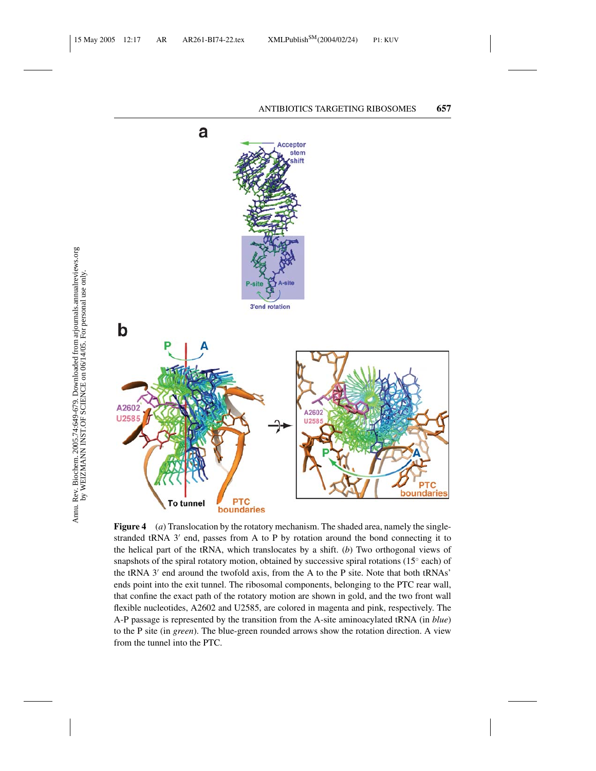**Figure 4** (*a*) Translocation by the rotatory mechanism. The shaded area, namely the single-stranded tRNA 3′ end, passes from A to P by rotation around the bond connecting it to the helical part of the tRNA, which translocates by a shift. (*b*) Two orthogonal views of snapshots of the spiral rotatory motion, obtained by successive spiral rotations (15° each) of the tRNA 3′ end around the twofold axis, from the A to the P site. Note that both tRNAs' ends point into the exit tunnel. The ribosomal components, belonging to the PTC rear wall, that confine the exact path of the rotatory motion are shown in gold, and the two front wall flexible nucleotides, A2602 and U2585, are colored in magenta and pink, respectively. The A-P passage is represented by the transition from the A-site aminoacylated tRNA (in *blue*) to the P site (in *green*). The blue-green rounded arrows show the rotation direction. A view from the tunnel into the PTC.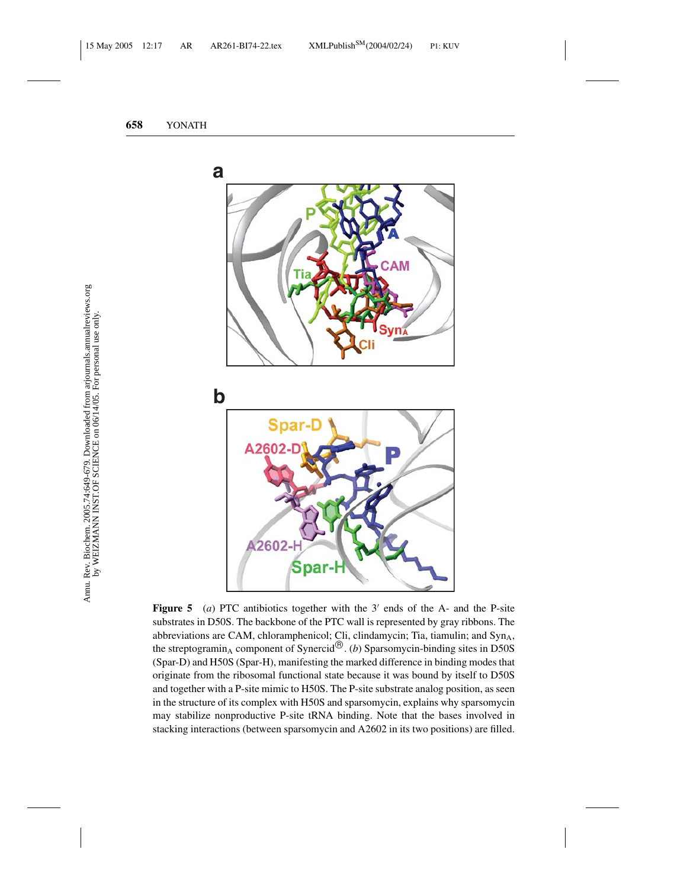**Figure 5** (*a*) PTC antibiotics together with the 3′ ends of the A- and the P-site substrates in D50S. The backbone of the PTC wall is represented by gray ribbons. The abbreviations are CAM, chloramphenicol; Cli, clindamycin; Tia, tiamulin; and $Syn_A$, the streptogramin$_A$ component of Synercid®. (*b*) Sparsomycin-binding sites in D50S (Spar-D) and H50S (Spar-H), manifesting the marked difference in binding modes that originate from the ribosomal functional state because it was bound by itself to D50S and together with a P-site mimic to H50S. The P-site substrate analog position, as seen in the structure of its complex with H50S and sparsomycin, explains why sparsomycin may stabilize nonproductive P-site tRNA binding. Note that the bases involved in stacking interactions (between sparsomycin and A2602 in its two positions) are filled.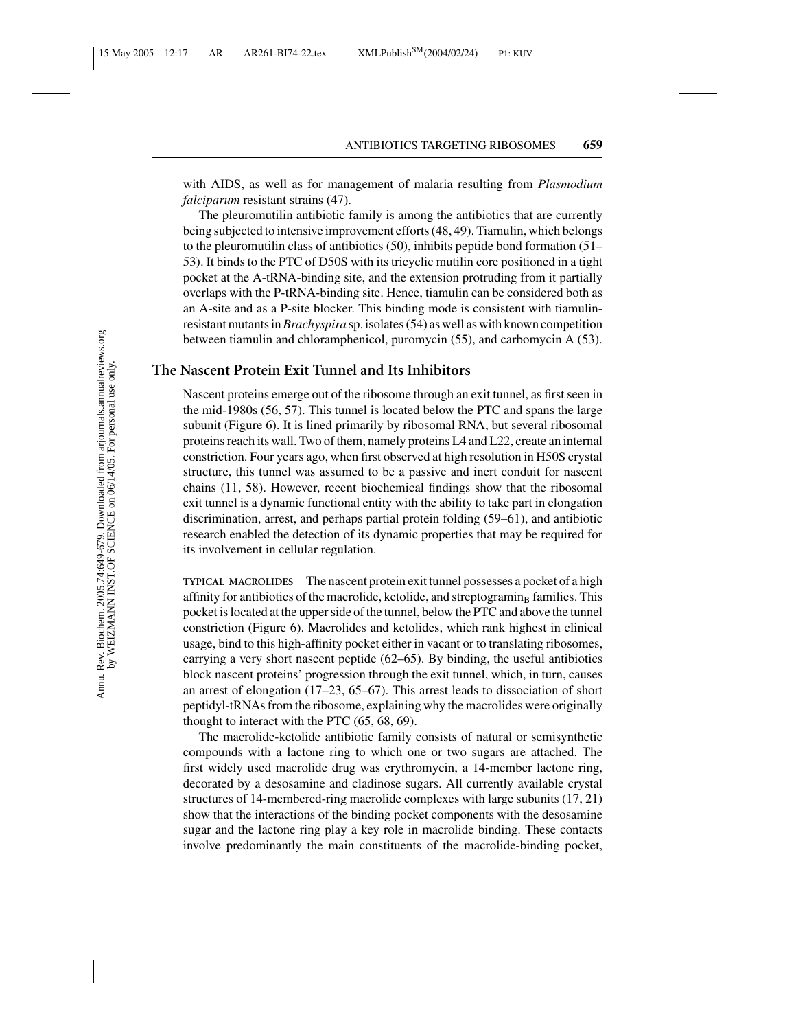with AIDS, as well as for management of malaria resulting from *Plasmodium falciparum* resistant strains (47).

The pleuromutilin antibiotic family is among the antibiotics that are currently being subjected to intensive improvement efforts (48, 49). Tiamulin, which belongs to the pleuromutilin class of antibiotics (50), inhibits peptide bond formation (51–53). It binds to the PTC of D50S with its tricyclic mutilin core positioned in a tight pocket at the A-tRNA-binding site, and the extension protruding from it partially overlaps with the P-tRNA-binding site. Hence, tiamulin can be considered both as an A-site and as a P-site blocker. This binding mode is consistent with tiamulin-resistant mutants in *Brachyspira* sp. isolates (54) as well as with known competition between tiamulin and chloramphenicol, puromycin (55), and carbomycin A (53).

## The Nascent Protein Exit Tunnel and Its Inhibitors

Nascent proteins emerge out of the ribosome through an exit tunnel, as first seen in the mid-1980s (56, 57). This tunnel is located below the PTC and spans the large subunit (Figure 6). It is lined primarily by ribosomal RNA, but several ribosomal proteins reach its wall. Two of them, namely proteins L4 and L22, create an internal constriction. Four years ago, when first observed at high resolution in H50S crystal structure, this tunnel was assumed to be a passive and inert conduit for nascent chains (11, 58). However, recent biochemical findings show that the ribosomal exit tunnel is a dynamic functional entity with the ability to take part in elongation discrimination, arrest, and perhaps partial protein folding (59–61), and antibiotic research enabled the detection of its dynamic properties that may be required for its involvement in cellular regulation.

TYPICAL MACROLIDES The nascent protein exit tunnel possesses a pocket of a high affinity for antibiotics of the macrolide, ketolide, and streptogramin$_B$ families. This pocket is located at the upper side of the tunnel, below the PTC and above the tunnel constriction (Figure 6). Macrolides and ketolides, which rank highest in clinical usage, bind to this high-affinity pocket either in vacant or to translating ribosomes, carrying a very short nascent peptide (62–65). By binding, the useful antibiotics block nascent proteins' progression through the exit tunnel, which, in turn, causes an arrest of elongation (17–23, 65–67). This arrest leads to dissociation of short peptidyl-tRNAs from the ribosome, explaining why the macrolides were originally thought to interact with the PTC (65, 68, 69).

The macrolide-ketolide antibiotic family consists of natural or semisynthetic compounds with a lactone ring to which one or two sugars are attached. The first widely used macrolide drug was erythromycin, a 14-member lactone ring, decorated by a desosamine and cladinose sugars. All currently available crystal structures of 14-membered-ring macrolide complexes with large subunits (17, 21) show that the interactions of the binding pocket components with the desosamine sugar and the lactone ring play a key role in macrolide binding. These contacts involve predominantly the main constituents of the macrolide-binding pocket,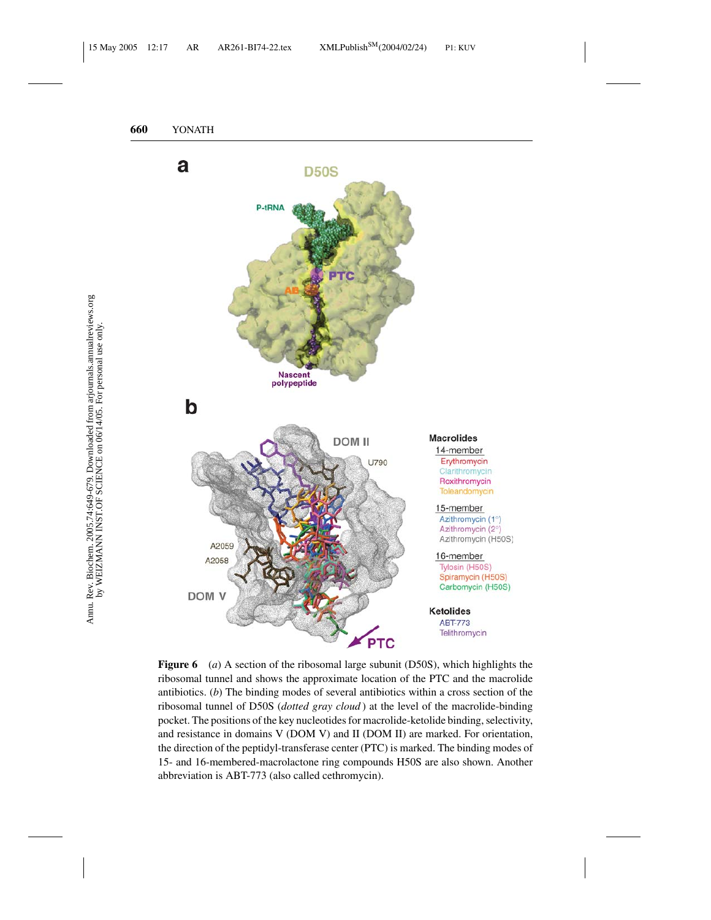**Figure 6** (*a*) A section of the ribosomal large subunit (D50S), which highlights the ribosomal tunnel and shows the approximate location of the PTC and the macrolide antibiotics. (*b*) The binding modes of several antibiotics within a cross section of the ribosomal tunnel of D50S (*dotted gray cloud*) at the level of the macrolide-binding pocket. The positions of the key nucleotides for macrolide-ketolide binding, selectivity, and resistance in domains V (DOM V) and II (DOM II) are marked. For orientation, the direction of the peptidyl-transferase center (PTC) is marked. The binding modes of 15- and 16-membered-macrolactone ring compounds H50S are also shown. Another abbreviation is ABT-773 (also called cethromycin).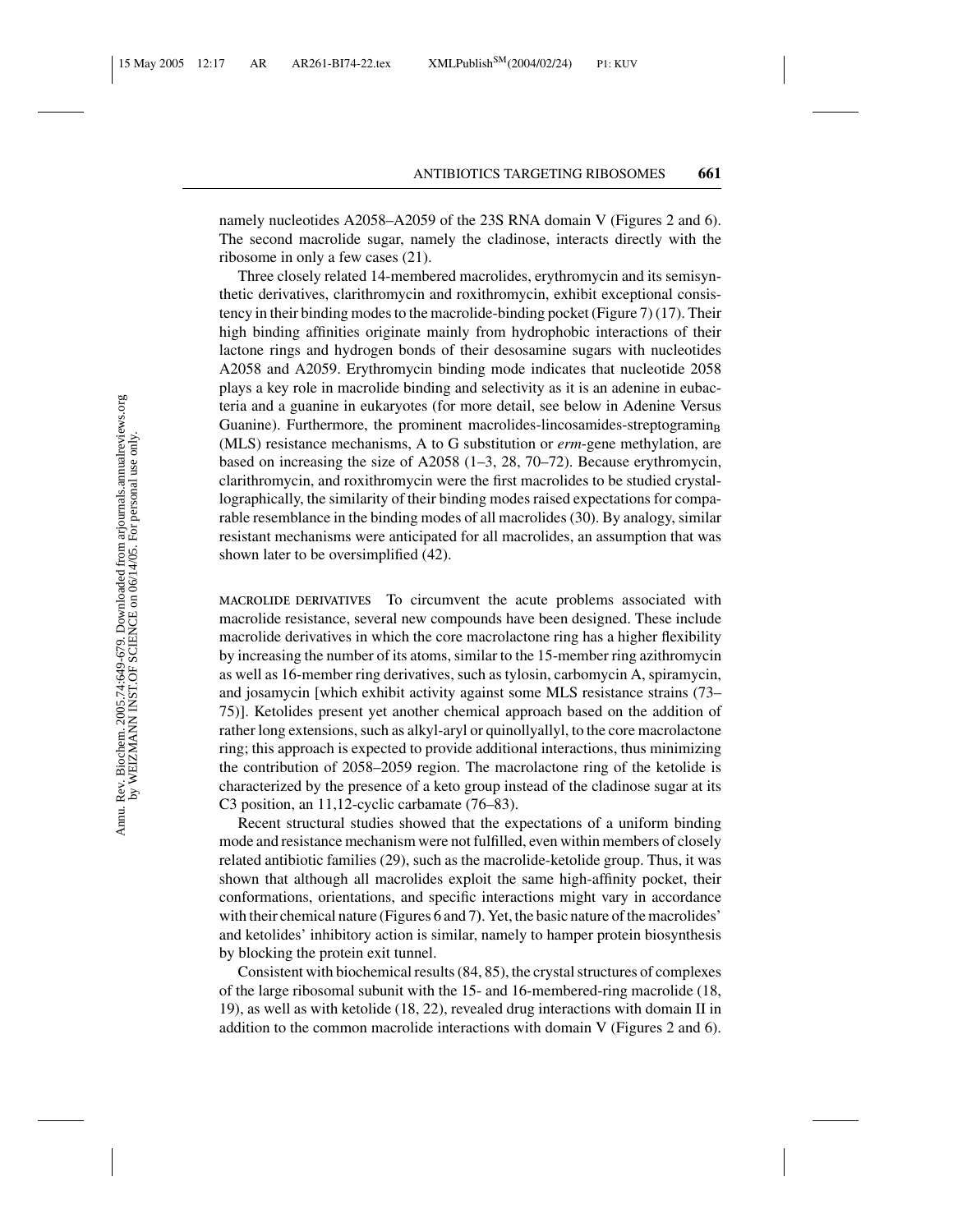namely nucleotides A2058–A2059 of the 23S RNA domain V (Figures 2 and 6). The second macrolide sugar, namely the cladinose, interacts directly with the ribosome in only a few cases (21).

Three closely related 14-membered macrolides, erythromycin and its semisynthetic derivatives, clarithromycin and roxithromycin, exhibit exceptional consistency in their binding modes to the macrolide-binding pocket (Figure 7) (17). Their high binding affinities originate mainly from hydrophobic interactions of their lactone rings and hydrogen bonds of their desosamine sugars with nucleotides A2058 and A2059. Erythromycin binding mode indicates that nucleotide 2058 plays a key role in macrolide binding and selectivity as it is an adenine in eubacteria and a guanine in eukaryotes (for more detail, see below in Adenine Versus Guanine). Furthermore, the prominent macrolides-lincosamides-streptogramin$_B$ (MLS) resistance mechanisms, A to G substitution or *erm*-gene methylation, are based on increasing the size of A2058 (1–3, 28, 70–72). Because erythromycin, clarithromycin, and roxithromycin were the first macrolides to be studied crystallographically, the similarity of their binding modes raised expectations for comparable resemblance in the binding modes of all macrolides (30). By analogy, similar resistant mechanisms were anticipated for all macrolides, an assumption that was shown later to be oversimplified (42).

MACROLIDE DERIVATIVES To circumvent the acute problems associated with macrolide resistance, several new compounds have been designed. These include macrolide derivatives in which the core macrolactone ring has a higher flexibility by increasing the number of its atoms, similar to the 15-member ring azithromycin as well as 16-member ring derivatives, such as tylosin, carbomycin A, spiramycin, and josamycin [which exhibit activity against some MLS resistance strains (73–75)]. Ketolides present yet another chemical approach based on the addition of rather long extensions, such as alkyl-aryl or quinollyallyl, to the core macrolactone ring; this approach is expected to provide additional interactions, thus minimizing the contribution of 2058–2059 region. The macrolactone ring of the ketolide is characterized by the presence of a keto group instead of the cladinose sugar at its C3 position, an 11,12-cyclic carbamate (76–83).

Recent structural studies showed that the expectations of a uniform binding mode and resistance mechanism were not fulfilled, even within members of closely related antibiotic families (29), such as the macrolide-ketolide group. Thus, it was shown that although all macrolides exploit the same high-affinity pocket, their conformations, orientations, and specific interactions might vary in accordance with their chemical nature (Figures 6 and 7). Yet, the basic nature of the macrolides' and ketolides' inhibitory action is similar, namely to hamper protein biosynthesis by blocking the protein exit tunnel.

Consistent with biochemical results (84, 85), the crystal structures of complexes of the large ribosomal subunit with the 15- and 16-membered-ring macrolide (18, 19), as well as with ketolide (18, 22), revealed drug interactions with domain II in addition to the common macrolide interactions with domain V (Figures 2 and 6).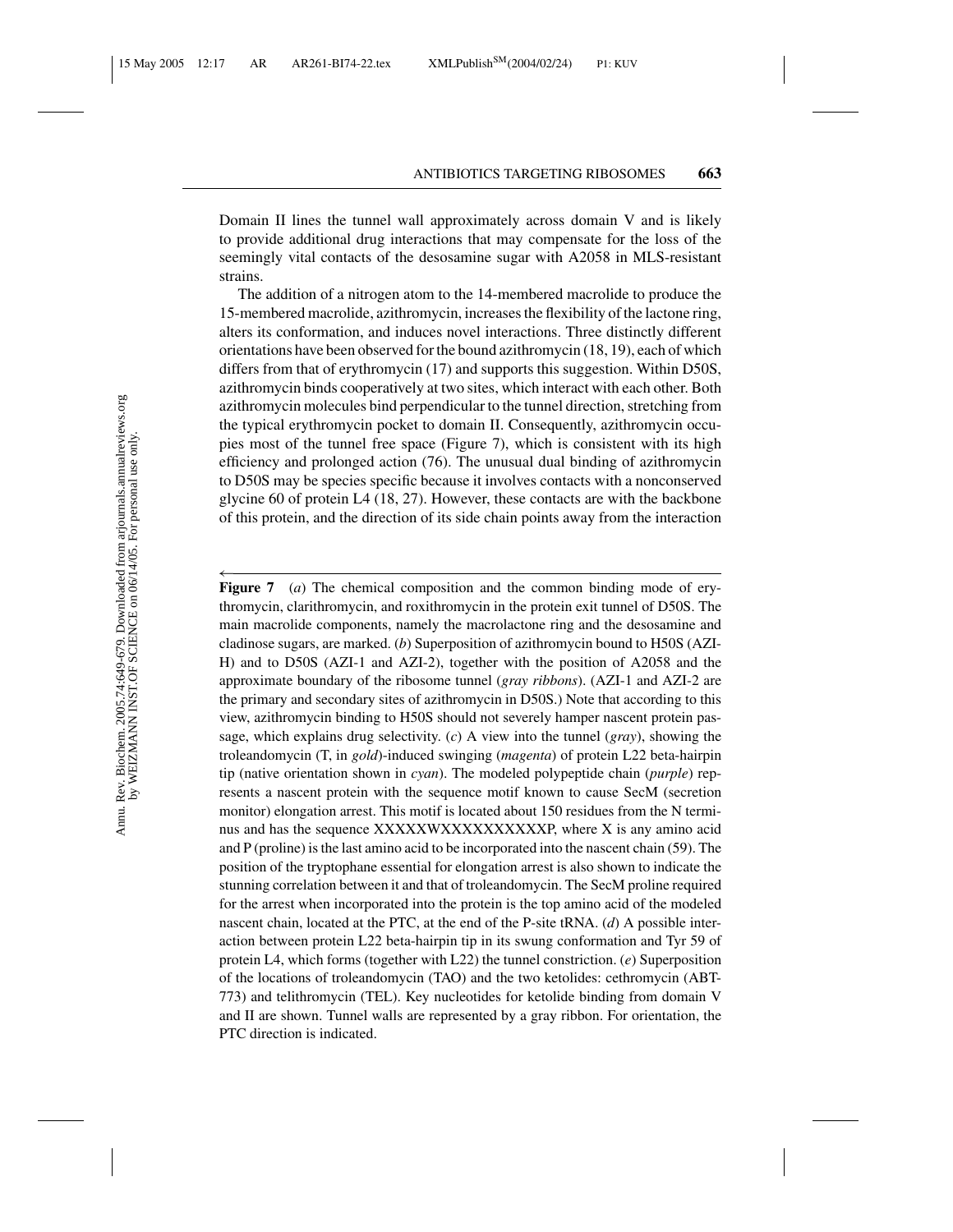Domain II lines the tunnel wall approximately across domain V and is likely to provide additional drug interactions that may compensate for the loss of the seemingly vital contacts of the desosamine sugar with A2058 in MLS-resistant strains.

The addition of a nitrogen atom to the 14-membered macrolide to produce the 15-membered macrolide, azithromycin, increases the flexibility of the lactone ring, alters its conformation, and induces novel interactions. Three distinctly different orientations have been observed for the bound azithromycin (18, 19), each of which differs from that of erythromycin (17) and supports this suggestion. Within D50S, azithromycin binds cooperatively at two sites, which interact with each other. Both azithromycin molecules bind perpendicular to the tunnel direction, stretching from the typical erythromycin pocket to domain II. Consequently, azithromycin occupies most of the tunnel free space (Figure 7), which is consistent with its high efficiency and prolonged action (76). The unusual dual binding of azithromycin to D50S may be species specific because it involves contacts with a nonconserved glycine 60 of protein L4 (18, 27). However, these contacts are with the backbone of this protein, and the direction of its side chain points away from the interaction

**Figure 7** (*a*) The chemical composition and the common binding mode of erythromycin, clarithromycin, and roxithromycin in the protein exit tunnel of D50S. The main macrolide components, namely the macrolactone ring and the desosamine and cladinose sugars, are marked. (*b*) Superposition of azithromycin bound to H50S (AZI-H) and to D50S (AZI-1 and AZI-2), together with the position of A2058 and the approximate boundary of the ribosome tunnel (*gray ribbons*). (AZI-1 and AZI-2 are the primary and secondary sites of azithromycin in D50S.) Note that according to this view, azithromycin binding to H50S should not severely hamper nascent protein passage, which explains drug selectivity. (*c*) A view into the tunnel (*gray*), showing the troleandomycin (T, in *gold*)-induced swinging (*magenta*) of protein L22 beta-hairpin tip (native orientation shown in *cyan*). The modeled polypeptide chain (*purple*) represents a nascent protein with the sequence motif known to cause SecM (secretion monitor) elongation arrest. This motif is located about 150 residues from the N terminus and has the sequence XXXXXWXXXXXXXXXXXP, where X is any amino acid and P (proline) is the last amino acid to be incorporated into the nascent chain (59). The position of the tryptophane essential for elongation arrest is also shown to indicate the stunning correlation between it and that of troleandomycin. The SecM proline required for the arrest when incorporated into the protein is the top amino acid of the modeled nascent chain, located at the PTC, at the end of the P-site tRNA. (*d*) A possible interaction between protein L22 beta-hairpin tip in its swung conformation and Tyr 59 of protein L4, which forms (together with L22) the tunnel constriction. (*e*) Superposition of the locations of troleandomycin (TAO) and the two ketolides: cethromycin (ABT-773) and telithromycin (TEL). Key nucleotides for ketolide binding from domain V and II are shown. Tunnel walls are represented by a gray ribbon. For orientation, the PTC direction is indicated.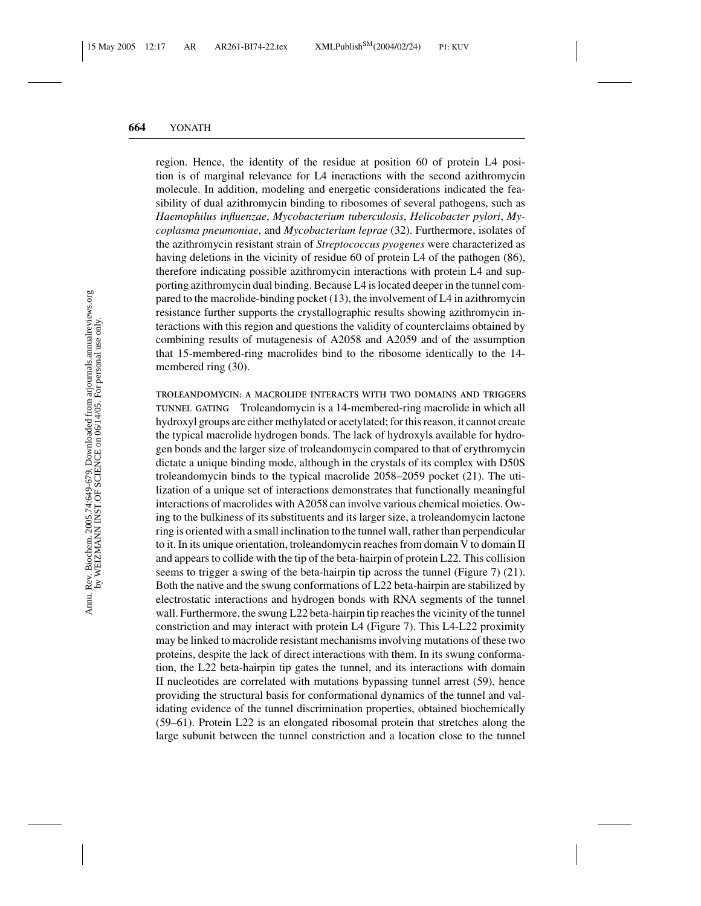region. Hence, the identity of the residue at position 60 of protein L4 position is of marginal relevance for L4 ineractions with the second azithromycin molecule. In addition, modeling and energetic considerations indicated the feasibility of dual azithromycin binding to ribosomes of several pathogens, such as *Haemophilus influenzae*, *Mycobacterium tuberculosis*, *Helicobacter pylori*, *Mycoplasma pneumoniae*, and *Mycobacterium leprae* (32). Furthermore, isolates of the azithromycin resistant strain of *Streptococcus pyogenes* were characterized as having deletions in the vicinity of residue 60 of protein L4 of the pathogen (86), therefore indicating possible azithromycin interactions with protein L4 and supporting azithromycin dual binding. Because L4 is located deeper in the tunnel compared to the macrolide-binding pocket (13), the involvement of L4 in azithromycin resistance further supports the crystallographic results showing azithromycin interactions with this region and questions the validity of counterclaims obtained by combining results of mutagenesis of A2058 and A2059 and of the assumption that 15-membered-ring macrolides bind to the ribosome identically to the 14-membered ring (30).

TROLEANDOMYCIN: A MACROLIDE INTERACTS WITH TWO DOMAINS AND TRIGGERS TUNNEL GATING Troleandomycin is a 14-membered-ring macrolide in which all hydroxyl groups are either methylated or acetylated; for this reason, it cannot create the typical macrolide hydrogen bonds. The lack of hydroxyls available for hydrogen bonds and the larger size of troleandomycin compared to that of erythromycin dictate a unique binding mode, although in the crystals of its complex with D50S troleandomycin binds to the typical macrolide 2058–2059 pocket (21). The utilization of a unique set of interactions demonstrates that functionally meaningful interactions of macrolides with A2058 can involve various chemical moieties. Owing to the bulkiness of its substituents and its larger size, a troleandomycin lactone ring is oriented with a small inclination to the tunnel wall, rather than perpendicular to it. In its unique orientation, troleandomycin reaches from domain V to domain II and appears to collide with the tip of the beta-hairpin of protein L22. This collision seems to trigger a swing of the beta-hairpin tip across the tunnel (Figure 7) (21). Both the native and the swung conformations of L22 beta-hairpin are stabilized by electrostatic interactions and hydrogen bonds with RNA segments of the tunnel wall. Furthermore, the swung L22 beta-hairpin tip reaches the vicinity of the tunnel constriction and may interact with protein L4 (Figure 7). This L4-L22 proximity may be linked to macrolide resistant mechanisms involving mutations of these two proteins, despite the lack of direct interactions with them. In its swung conformation, the L22 beta-hairpin tip gates the tunnel, and its interactions with domain II nucleotides are correlated with mutations bypassing tunnel arrest (59), hence providing the structural basis for conformational dynamics of the tunnel and validating evidence of the tunnel discrimination properties, obtained biochemically (59–61). Protein L22 is an elongated ribosomal protein that stretches along the large subunit between the tunnel constriction and a location close to the tunnel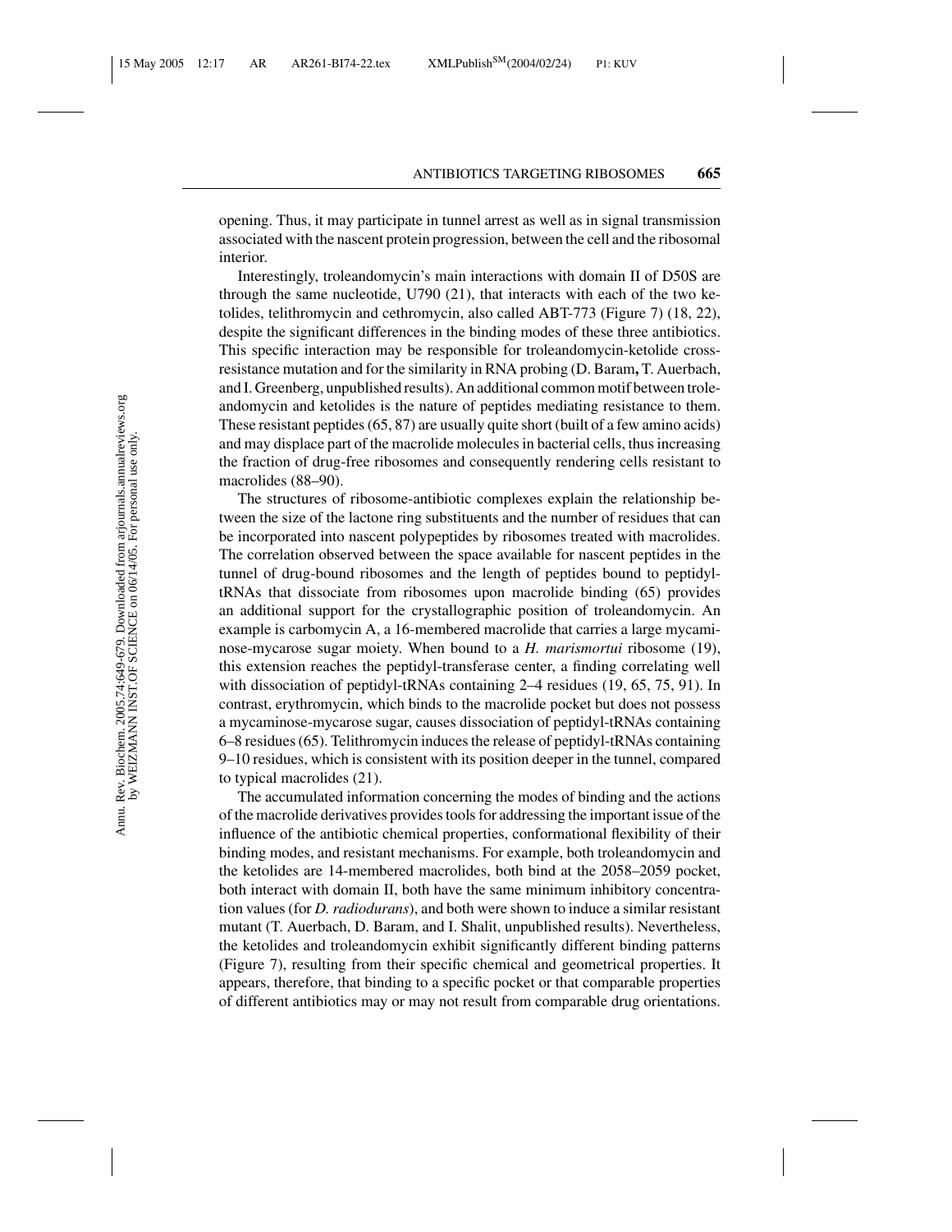opening. Thus, it may participate in tunnel arrest as well as in signal transmission associated with the nascent protein progression, between the cell and the ribosomal interior.

Interestingly, troleandomycin's main interactions with domain II of D50S are through the same nucleotide, U790 (21), that interacts with each of the two ketolides, telithromycin and cethromycin, also called ABT-773 (Figure 7) (18, 22), despite the significant differences in the binding modes of these three antibiotics. This specific interaction may be responsible for troleandomycin-ketolide cross-resistance mutation and for the similarity in RNA probing (D. Baram**,** T. Auerbach, and I. Greenberg, unpublished results). An additional common motif between troleandomycin and ketolides is the nature of peptides mediating resistance to them. These resistant peptides (65, 87) are usually quite short (built of a few amino acids) and may displace part of the macrolide molecules in bacterial cells, thus increasing the fraction of drug-free ribosomes and consequently rendering cells resistant to macrolides (88–90).

The structures of ribosome-antibiotic complexes explain the relationship between the size of the lactone ring substituents and the number of residues that can be incorporated into nascent polypeptides by ribosomes treated with macrolides. The correlation observed between the space available for nascent peptides in the tunnel of drug-bound ribosomes and the length of peptides bound to peptidyl-tRNAs that dissociate from ribosomes upon macrolide binding (65) provides an additional support for the crystallographic position of troleandomycin. An example is carbomycin A, a 16-membered macrolide that carries a large mycaminose-mycarose sugar moiety. When bound to a *H. marismortui* ribosome (19), this extension reaches the peptidyl-transferase center, a finding correlating well with dissociation of peptidyl-tRNAs containing 2–4 residues (19, 65, 75, 91). In contrast, erythromycin, which binds to the macrolide pocket but does not possess a mycaminose-mycarose sugar, causes dissociation of peptidyl-tRNAs containing 6–8 residues (65). Telithromycin induces the release of peptidyl-tRNAs containing 9–10 residues, which is consistent with its position deeper in the tunnel, compared to typical macrolides (21).

The accumulated information concerning the modes of binding and the actions of the macrolide derivatives provides tools for addressing the important issue of the influence of the antibiotic chemical properties, conformational flexibility of their binding modes, and resistant mechanisms. For example, both troleandomycin and the ketolides are 14-membered macrolides, both bind at the 2058–2059 pocket, both interact with domain II, both have the same minimum inhibitory concentration values (for *D. radiodurans*), and both were shown to induce a similar resistant mutant (T. Auerbach, D. Baram, and I. Shalit, unpublished results). Nevertheless, the ketolides and troleandomycin exhibit significantly different binding patterns (Figure 7), resulting from their specific chemical and geometrical properties. It appears, therefore, that binding to a specific pocket or that comparable properties of different antibiotics may or may not result from comparable drug orientations.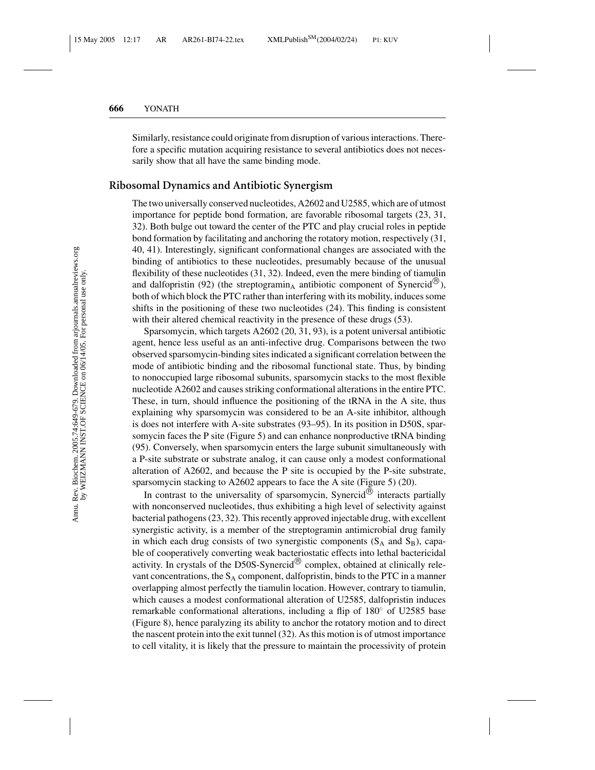Similarly, resistance could originate from disruption of various interactions. Therefore a specific mutation acquiring resistance to several antibiotics does not necessarily show that all have the same binding mode.

## Ribosomal Dynamics and Antibiotic Synergism

The two universally conserved nucleotides, A2602 and U2585, which are of utmost importance for peptide bond formation, are favorable ribosomal targets (23, 31, 32). Both bulge out toward the center of the PTC and play crucial roles in peptide bond formation by facilitating and anchoring the rotatory motion, respectively (31, 40, 41). Interestingly, significant conformational changes are associated with the binding of antibiotics to these nucleotides, presumably because of the unusual flexibility of these nucleotides (31, 32). Indeed, even the mere binding of tiamulin and dalfopristin (92) (the streptogramin$_A$ antibiotic component of Synercid®), both of which block the PTC rather than interfering with its mobility, induces some shifts in the positioning of these two nucleotides (24). This finding is consistent with their altered chemical reactivity in the presence of these drugs (53).

Sparsomycin, which targets A2602 (20, 31, 93), is a potent universal antibiotic agent, hence less useful as an anti-infective drug. Comparisons between the two observed sparsomycin-binding sites indicated a significant correlation between the mode of antibiotic binding and the ribosomal functional state. Thus, by binding to nonoccupied large ribosomal subunits, sparsomycin stacks to the most flexible nucleotide A2602 and causes striking conformational alterations in the entire PTC. These, in turn, should influence the positioning of the tRNA in the A site, thus explaining why sparsomycin was considered to be an A-site inhibitor, although is does not interfere with A-site substrates (93–95). In its position in D50S, sparsomycin faces the P site (Figure 5) and can enhance nonproductive tRNA binding (95). Conversely, when sparsomycin enters the large subunit simultaneously with a P-site substrate or substrate analog, it can cause only a modest conformational alteration of A2602, and because the P site is occupied by the P-site substrate, sparsomycin stacking to A2602 appears to face the A site (Figure 5) (20).

In contrast to the universality of sparsomycin, Synercid® interacts partially with nonconserved nucleotides, thus exhibiting a high level of selectivity against bacterial pathogens (23, 32). This recently approved injectable drug, with excellent synergistic activity, is a member of the streptogramin antimicrobial drug family in which each drug consists of two synergistic components ($S_A$ and $S_B$), capable of cooperatively converting weak bacteriostatic effects into lethal bactericidal activity. In crystals of the D50S-Synercid® complex, obtained at clinically relevant concentrations, the $S_A$ component, dalfopristin, binds to the PTC in a manner overlapping almost perfectly the tiamulin location. However, contrary to tiamulin, which causes a modest conformational alteration of U2585, dalfopristin induces remarkable conformational alterations, including a flip of 180° of U2585 base (Figure 8), hence paralyzing its ability to anchor the rotatory motion and to direct the nascent protein into the exit tunnel (32). As this motion is of utmost importance to cell vitality, it is likely that the pressure to maintain the processivity of protein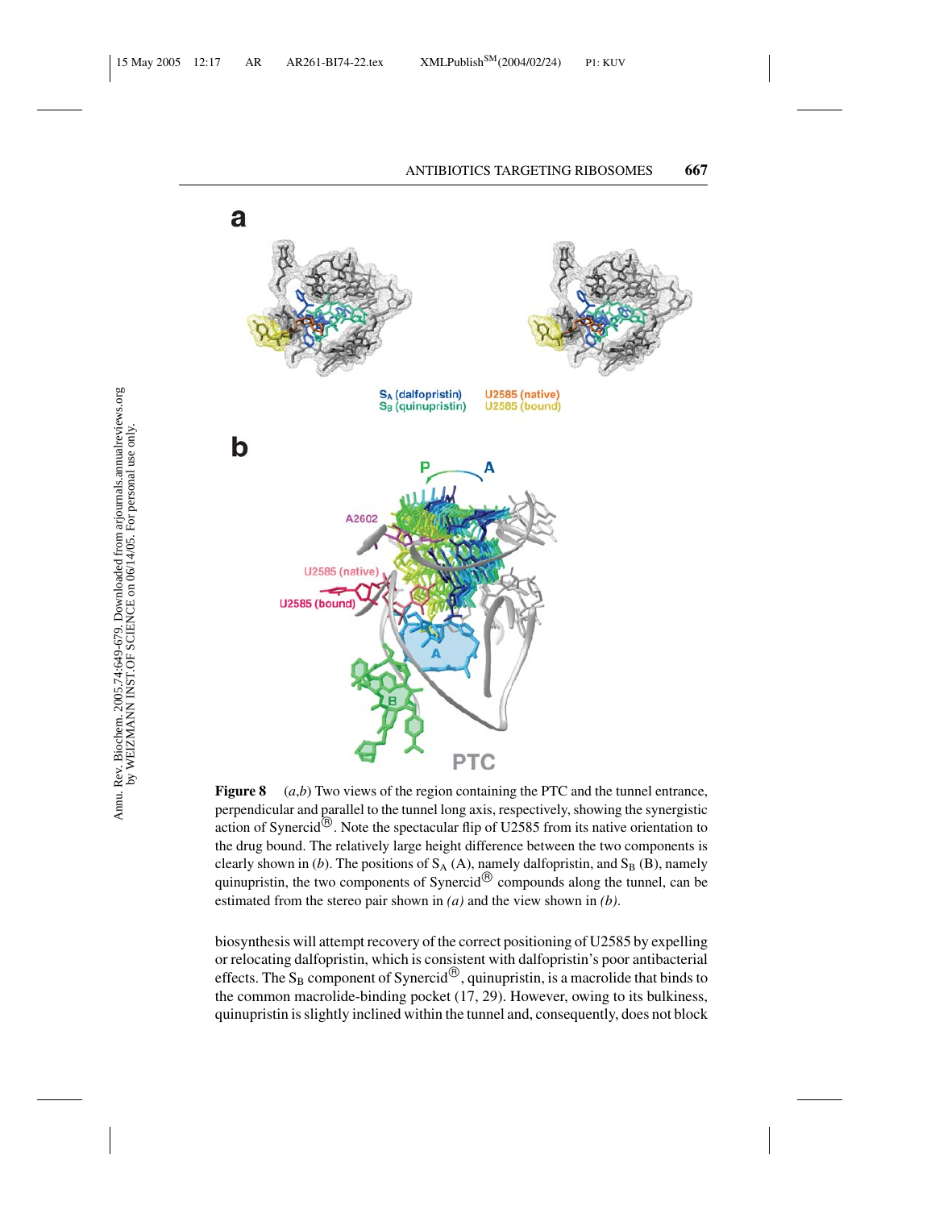**Figure 8** (*a,b*) Two views of the region containing the PTC and the tunnel entrance, perpendicular and parallel to the tunnel long axis, respectively, showing the synergistic action of Synercid®. Note the spectacular flip of U2585 from its native orientation to the drug bound. The relatively large height difference between the two components is clearly shown in (*b*). The positions of $S_A$ (A), namely dalfopristin, and $S_B$ (B), namely quinupristin, the two components of Synercid® compounds along the tunnel, can be estimated from the stereo pair shown in *(a)* and the view shown in *(b)*.

biosynthesis will attempt recovery of the correct positioning of U2585 by expelling or relocating dalfopristin, which is consistent with dalfopristin's poor antibacterial effects. The $S_B$ component of Synercid®, quinupristin, is a macrolide that binds to the common macrolide-binding pocket (17, 29). However, owing to its bulkiness, quinupristin is slightly inclined within the tunnel and, consequently, does not block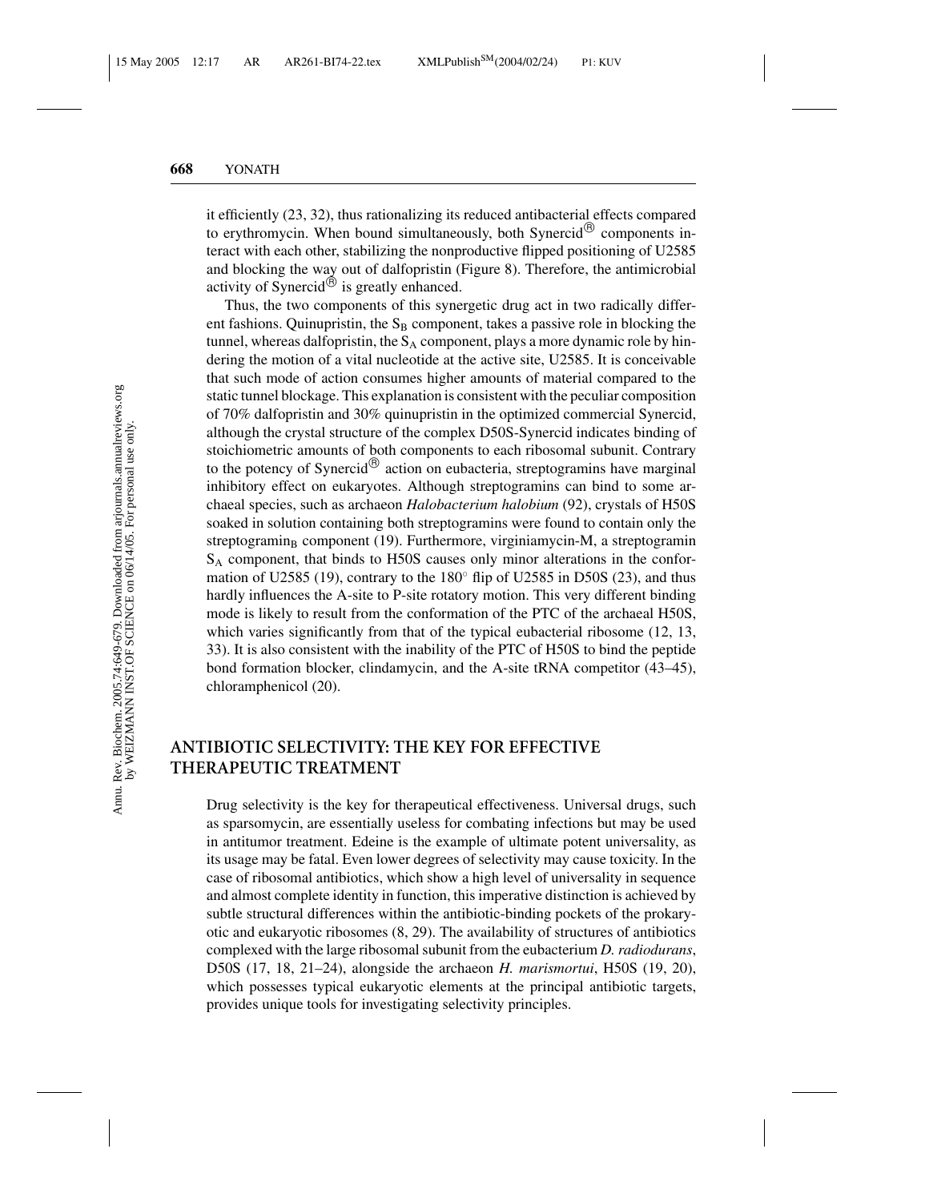it efficiently (23, 32), thus rationalizing its reduced antibacterial effects compared to erythromycin. When bound simultaneously, both Synercid® components interact with each other, stabilizing the nonproductive flipped positioning of U2585 and blocking the way out of dalfopristin (Figure 8). Therefore, the antimicrobial activity of Synercid® is greatly enhanced.

Thus, the two components of this synergetic drug act in two radically different fashions. Quinupristin, the $S_B$ component, takes a passive role in blocking the tunnel, whereas dalfopristin, the $S_A$ component, plays a more dynamic role by hindering the motion of a vital nucleotide at the active site, U2585. It is conceivable that such mode of action consumes higher amounts of material compared to the static tunnel blockage. This explanation is consistent with the peculiar composition of 70% dalfopristin and 30% quinupristin in the optimized commercial Synercid, although the crystal structure of the complex D50S-Synercid indicates binding of stoichiometric amounts of both components to each ribosomal subunit. Contrary to the potency of Synercid® action on eubacteria, streptogramins have marginal inhibitory effect on eukaryotes. Although streptogramins can bind to some archaeal species, such as archaeon *Halobacterium halobium* (92), crystals of H50S soaked in solution containing both streptogramins were found to contain only the streptogramin$_B$ component (19). Furthermore, virginiamycin-M, a streptogramin $S_A$ component, that binds to H50S causes only minor alterations in the conformation of U2585 (19), contrary to the 180° flip of U2585 in D50S (23), and thus hardly influences the A-site to P-site rotatory motion. This very different binding mode is likely to result from the conformation of the PTC of the archaeal H50S, which varies significantly from that of the typical eubacterial ribosome (12, 13, 33). It is also consistent with the inability of the PTC of H50S to bind the peptide bond formation blocker, clindamycin, and the A-site tRNA competitor (43–45), chloramphenicol (20).

## ANTIBIOTIC SELECTIVITY: THE KEY FOR EFFECTIVE THERAPEUTIC TREATMENT

Drug selectivity is the key for therapeutical effectiveness. Universal drugs, such as sparsomycin, are essentially useless for combating infections but may be used in antitumor treatment. Edeine is the example of ultimate potent universality, as its usage may be fatal. Even lower degrees of selectivity may cause toxicity. In the case of ribosomal antibiotics, which show a high level of universality in sequence and almost complete identity in function, this imperative distinction is achieved by subtle structural differences within the antibiotic-binding pockets of the prokaryotic and eukaryotic ribosomes (8, 29). The availability of structures of antibiotics complexed with the large ribosomal subunit from the eubacterium *D. radiodurans*, D50S (17, 18, 21–24), alongside the archaeon *H. marismortui*, H50S (19, 20), which possesses typical eukaryotic elements at the principal antibiotic targets, provides unique tools for investigating selectivity principles.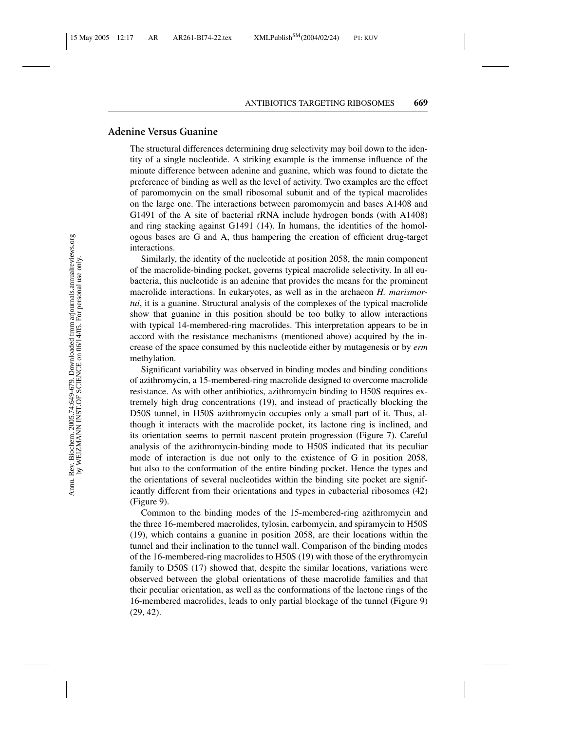## Adenine Versus Guanine

The structural differences determining drug selectivity may boil down to the identity of a single nucleotide. A striking example is the immense influence of the minute difference between adenine and guanine, which was found to dictate the preference of binding as well as the level of activity. Two examples are the effect of paromomycin on the small ribosomal subunit and of the typical macrolides on the large one. The interactions between paromomycin and bases A1408 and G1491 of the A site of bacterial rRNA include hydrogen bonds (with A1408) and ring stacking against G1491 (14). In humans, the identities of the homologous bases are G and A, thus hampering the creation of efficient drug-target interactions.

Similarly, the identity of the nucleotide at position 2058, the main component of the macrolide-binding pocket, governs typical macrolide selectivity. In all eubacteria, this nucleotide is an adenine that provides the means for the prominent macrolide interactions. In eukaryotes, as well as in the archaeon *H. marismortui*, it is a guanine. Structural analysis of the complexes of the typical macrolide show that guanine in this position should be too bulky to allow interactions with typical 14-membered-ring macrolides. This interpretation appears to be in accord with the resistance mechanisms (mentioned above) acquired by the increase of the space consumed by this nucleotide either by mutagenesis or by *erm* methylation.

Significant variability was observed in binding modes and binding conditions of azithromycin, a 15-membered-ring macrolide designed to overcome macrolide resistance. As with other antibiotics, azithromycin binding to H50S requires extremely high drug concentrations (19), and instead of practically blocking the D50S tunnel, in H50S azithromycin occupies only a small part of it. Thus, although it interacts with the macrolide pocket, its lactone ring is inclined, and its orientation seems to permit nascent protein progression (Figure 7). Careful analysis of the azithromycin-binding mode to H50S indicated that its peculiar mode of interaction is due not only to the existence of G in position 2058, but also to the conformation of the entire binding pocket. Hence the types and the orientations of several nucleotides within the binding site pocket are significantly different from their orientations and types in eubacterial ribosomes (42) (Figure 9).

Common to the binding modes of the 15-membered-ring azithromycin and the three 16-membered macrolides, tylosin, carbomycin, and spiramycin to H50S (19), which contains a guanine in position 2058, are their locations within the tunnel and their inclination to the tunnel wall. Comparison of the binding modes of the 16-membered-ring macrolides to H50S (19) with those of the erythromycin family to D50S (17) showed that, despite the similar locations, variations were observed between the global orientations of these macrolide families and that their peculiar orientation, as well as the conformations of the lactone rings of the 16-membered macrolides, leads to only partial blockage of the tunnel (Figure 9) (29, 42).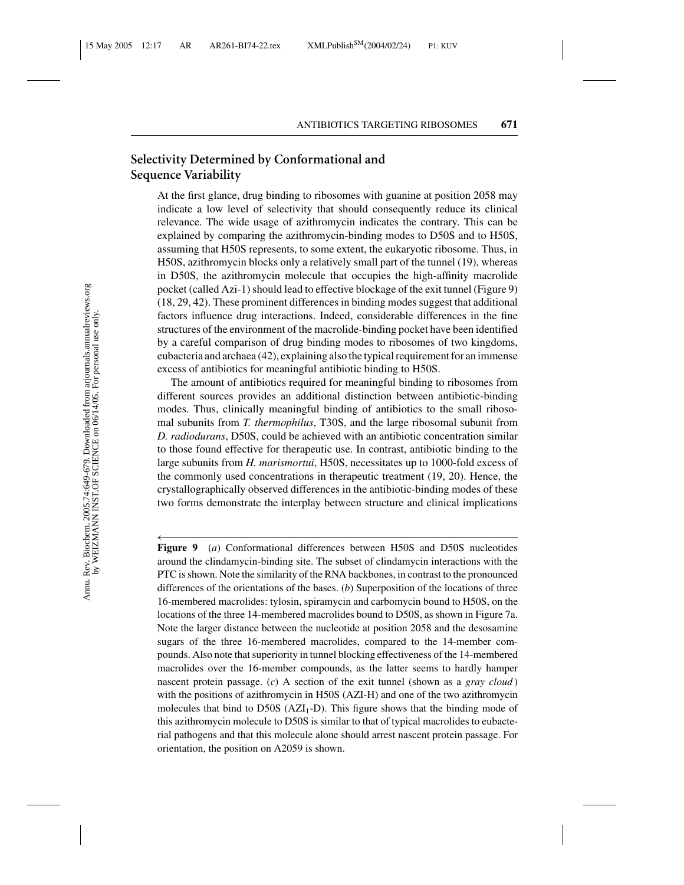## Selectivity Determined by Conformational and Sequence Variability

At the first glance, drug binding to ribosomes with guanine at position 2058 may indicate a low level of selectivity that should consequently reduce its clinical relevance. The wide usage of azithromycin indicates the contrary. This can be explained by comparing the azithromycin-binding modes to D50S and to H50S, assuming that H50S represents, to some extent, the eukaryotic ribosome. Thus, in H50S, azithromycin blocks only a relatively small part of the tunnel (19), whereas in D50S, the azithromycin molecule that occupies the high-affinity macrolide pocket (called Azi-1) should lead to effective blockage of the exit tunnel (Figure 9) (18, 29, 42). These prominent differences in binding modes suggest that additional factors influence drug interactions. Indeed, considerable differences in the fine structures of the environment of the macrolide-binding pocket have been identified by a careful comparison of drug binding modes to ribosomes of two kingdoms, eubacteria and archaea (42), explaining also the typical requirement for an immense excess of antibiotics for meaningful antibiotic binding to H50S.

The amount of antibiotics required for meaningful binding to ribosomes from different sources provides an additional distinction between antibiotic-binding modes. Thus, clinically meaningful binding of antibiotics to the small ribosomal subunits from *T. thermophilus*, T30S, and the large ribosomal subunit from *D. radiodurans*, D50S, could be achieved with an antibiotic concentration similar to those found effective for therapeutic use. In contrast, antibiotic binding to the large subunits from *H. marismortui*, H50S, necessitates up to 1000-fold excess of the commonly used concentrations in therapeutic treatment (19, 20). Hence, the crystallographically observed differences in the antibiotic-binding modes of these two forms demonstrate the interplay between structure and clinical implications

**Figure 9** (*a*) Conformational differences between H50S and D50S nucleotides around the clindamycin-binding site. The subset of clindamycin interactions with the PTC is shown. Note the similarity of the RNA backbones, in contrast to the pronounced differences of the orientations of the bases. (*b*) Superposition of the locations of three 16-membered macrolides: tylosin, spiramycin and carbomycin bound to H50S, on the locations of the three 14-membered macrolides bound to D50S, as shown in Figure 7a. Note the larger distance between the nucleotide at position 2058 and the desosamine sugars of the three 16-membered macrolides, compared to the 14-member compounds. Also note that superiority in tunnel blocking effectiveness of the 14-membered macrolides over the 16-member compounds, as the latter seems to hardly hamper nascent protein passage. (*c*) A section of the exit tunnel (shown as a *gray cloud*) with the positions of azithromycin in H50S (AZI-H) and one of the two azithromycin molecules that bind to D50S ($AZI_1$-D). This figure shows that the binding mode of this azithromycin molecule to D50S is similar to that of typical macrolides to eubacterial pathogens and that this molecule alone should arrest nascent protein passage. For orientation, the position on A2059 is shown.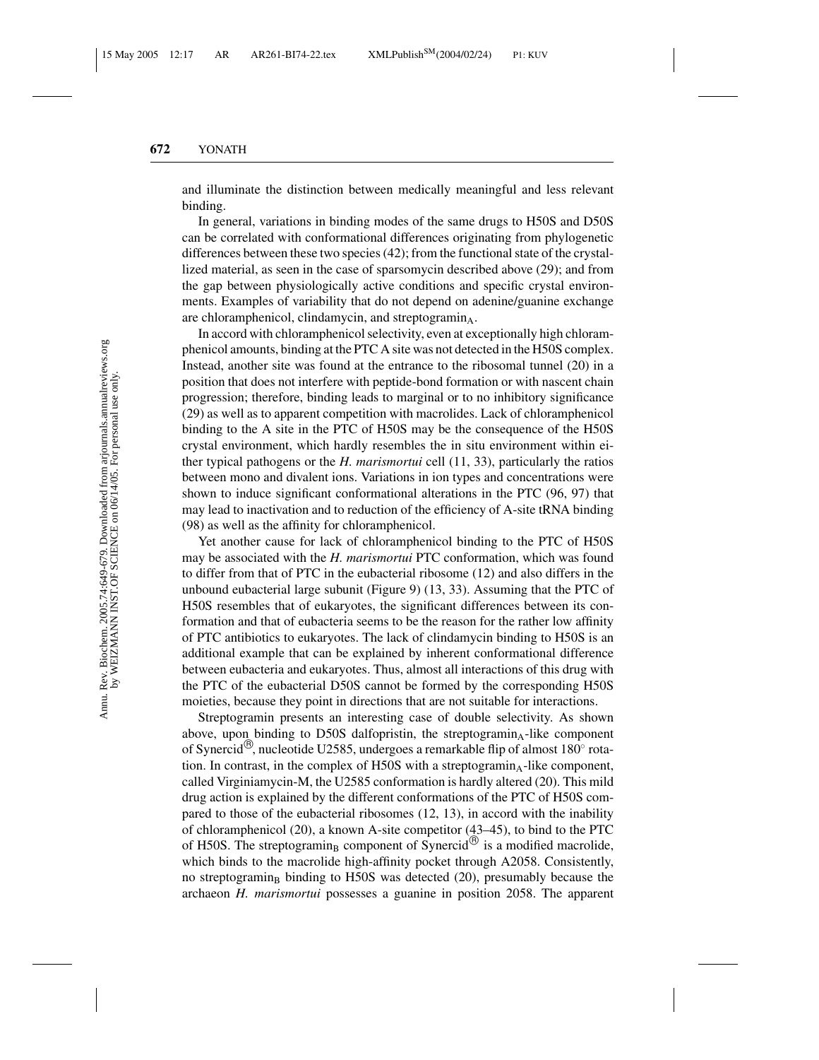and illuminate the distinction between medically meaningful and less relevant binding.

In general, variations in binding modes of the same drugs to H50S and D50S can be correlated with conformational differences originating from phylogenetic differences between these two species (42); from the functional state of the crystallized material, as seen in the case of sparsomycin described above (29); and from the gap between physiologically active conditions and specific crystal environments. Examples of variability that do not depend on adenine/guanine exchange are chloramphenicol, clindamycin, and streptogramin$_A$.

In accord with chloramphenicol selectivity, even at exceptionally high chloramphenicol amounts, binding at the PTC A site was not detected in the H50S complex. Instead, another site was found at the entrance to the ribosomal tunnel (20) in a position that does not interfere with peptide-bond formation or with nascent chain progression; therefore, binding leads to marginal or to no inhibitory significance (29) as well as to apparent competition with macrolides. Lack of chloramphenicol binding to the A site in the PTC of H50S may be the consequence of the H50S crystal environment, which hardly resembles the in situ environment within either typical pathogens or the *H. marismortui* cell (11, 33), particularly the ratios between mono and divalent ions. Variations in ion types and concentrations were shown to induce significant conformational alterations in the PTC (96, 97) that may lead to inactivation and to reduction of the efficiency of A-site tRNA binding (98) as well as the affinity for chloramphenicol.

Yet another cause for lack of chloramphenicol binding to the PTC of H50S may be associated with the *H. marismortui* PTC conformation, which was found to differ from that of PTC in the eubacterial ribosome (12) and also differs in the unbound eubacterial large subunit (Figure 9) (13, 33). Assuming that the PTC of H50S resembles that of eukaryotes, the significant differences between its conformation and that of eubacteria seems to be the reason for the rather low affinity of PTC antibiotics to eukaryotes. The lack of clindamycin binding to H50S is an additional example that can be explained by inherent conformational difference between eubacteria and eukaryotes. Thus, almost all interactions of this drug with the PTC of the eubacterial D50S cannot be formed by the corresponding H50S moieties, because they point in directions that are not suitable for interactions.

Streptogramin presents an interesting case of double selectivity. As shown above, upon binding to D50S dalfopristin, the streptogramin$_A$-like component of Synercid®, nucleotide U2585, undergoes a remarkable flip of almost 180° rotation. In contrast, in the complex of H50S with a streptogramin$_A$-like component, called Virginiamycin-M, the U2585 conformation is hardly altered (20). This mild drug action is explained by the different conformations of the PTC of H50S compared to those of the eubacterial ribosomes (12, 13), in accord with the inability of chloramphenicol (20), a known A-site competitor (43–45), to bind to the PTC of H50S. The streptogramin$_B$ component of Synercid® is a modified macrolide, which binds to the macrolide high-affinity pocket through A2058. Consistently, no streptogramin$_B$ binding to H50S was detected (20), presumably because the archaeon *H. marismortui* possesses a guanine in position 2058. The apparent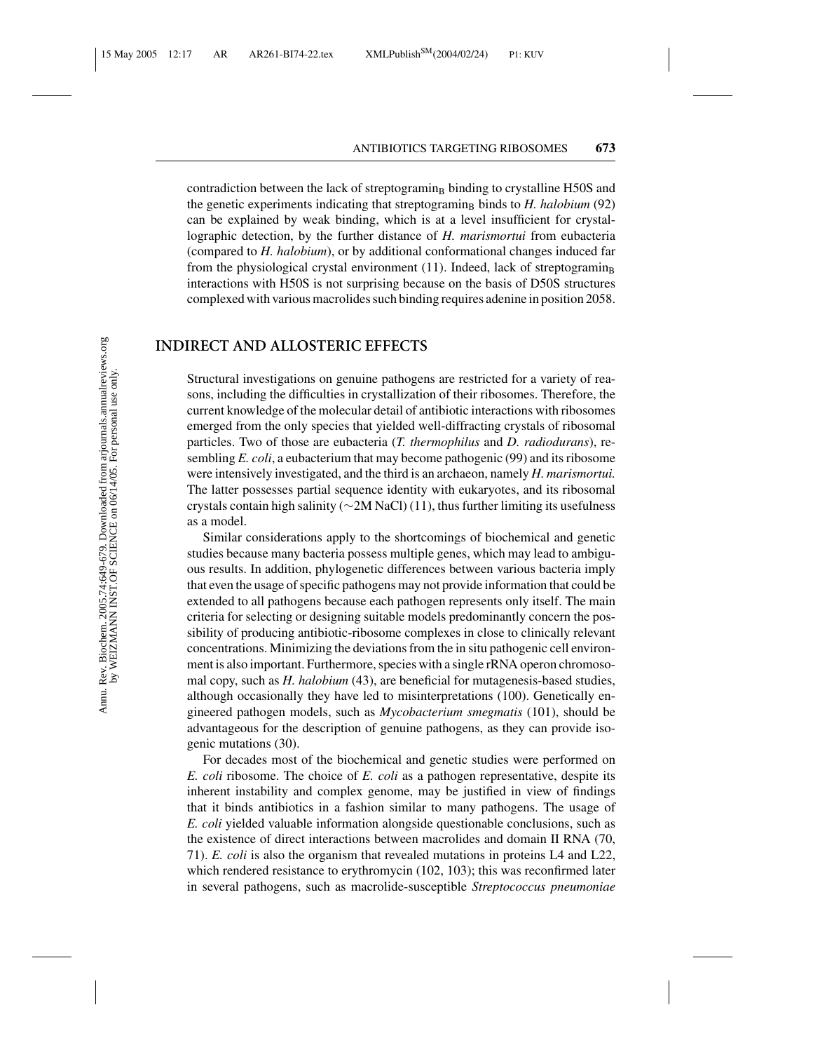contradiction between the lack of streptogramin$_B$ binding to crystalline H50S and the genetic experiments indicating that streptogramin$_B$ binds to *H. halobium* (92) can be explained by weak binding, which is at a level insufficient for crystallographic detection, by the further distance of *H. marismortui* from eubacteria (compared to *H. halobium*), or by additional conformational changes induced far from the physiological crystal environment (11). Indeed, lack of streptogramin$_B$ interactions with H50S is not surprising because on the basis of D50S structures complexed with various macrolides such binding requires adenine in position 2058.

## INDIRECT AND ALLOSTERIC EFFECTS

Structural investigations on genuine pathogens are restricted for a variety of reasons, including the difficulties in crystallization of their ribosomes. Therefore, the current knowledge of the molecular detail of antibiotic interactions with ribosomes emerged from the only species that yielded well-diffracting crystals of ribosomal particles. Two of those are eubacteria (*T. thermophilus* and *D. radiodurans*), resembling *E. coli*, a eubacterium that may become pathogenic (99) and its ribosome were intensively investigated, and the third is an archaeon, namely *H. marismortui.* The latter possesses partial sequence identity with eukaryotes, and its ribosomal crystals contain high salinity (~2M NaCl) (11), thus further limiting its usefulness as a model.

Similar considerations apply to the shortcomings of biochemical and genetic studies because many bacteria possess multiple genes, which may lead to ambiguous results. In addition, phylogenetic differences between various bacteria imply that even the usage of specific pathogens may not provide information that could be extended to all pathogens because each pathogen represents only itself. The main criteria for selecting or designing suitable models predominantly concern the possibility of producing antibiotic-ribosome complexes in close to clinically relevant concentrations. Minimizing the deviations from the in situ pathogenic cell environment is also important. Furthermore, species with a single rRNA operon chromosomal copy, such as *H. halobium* (43), are beneficial for mutagenesis-based studies, although occasionally they have led to misinterpretations (100). Genetically engineered pathogen models, such as *Mycobacterium smegmatis* (101), should be advantageous for the description of genuine pathogens, as they can provide isogenic mutations (30).

For decades most of the biochemical and genetic studies were performed on *E. coli* ribosome. The choice of *E. coli* as a pathogen representative, despite its inherent instability and complex genome, may be justified in view of findings that it binds antibiotics in a fashion similar to many pathogens. The usage of *E. coli* yielded valuable information alongside questionable conclusions, such as the existence of direct interactions between macrolides and domain II RNA (70, 71). *E. coli* is also the organism that revealed mutations in proteins L4 and L22, which rendered resistance to erythromycin (102, 103); this was reconfirmed later in several pathogens, such as macrolide-susceptible *Streptococcus pneumoniae*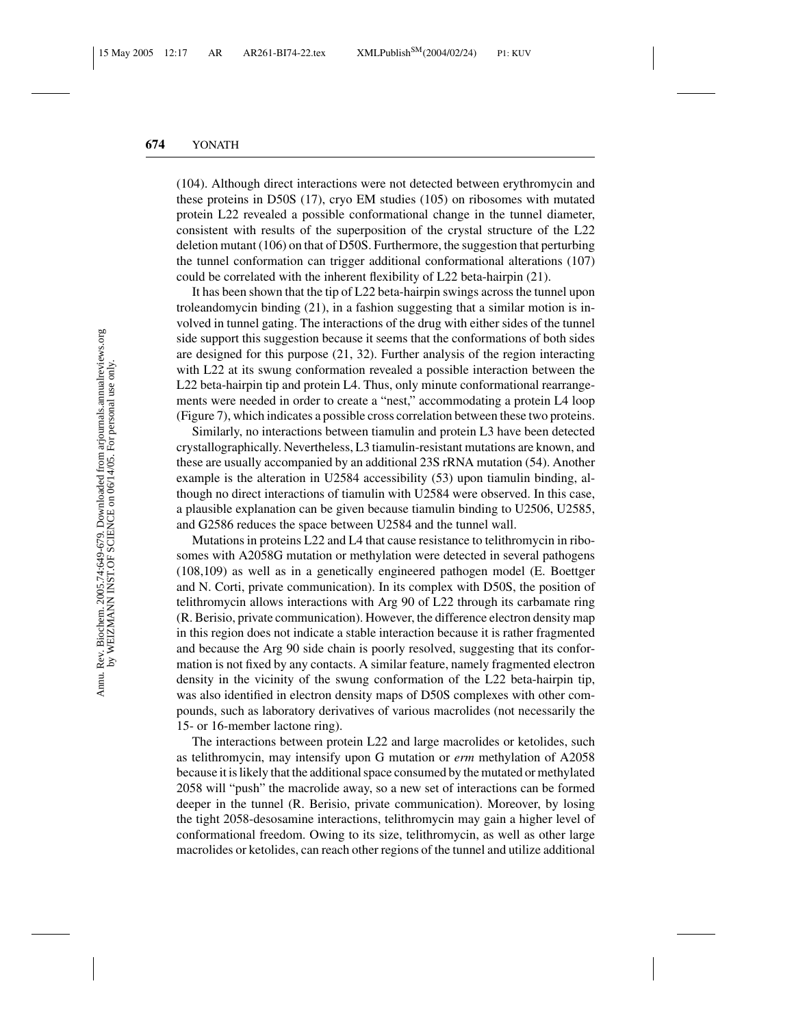(104). Although direct interactions were not detected between erythromycin and these proteins in D50S (17), cryo EM studies (105) on ribosomes with mutated protein L22 revealed a possible conformational change in the tunnel diameter, consistent with results of the superposition of the crystal structure of the L22 deletion mutant (106) on that of D50S. Furthermore, the suggestion that perturbing the tunnel conformation can trigger additional conformational alterations (107) could be correlated with the inherent flexibility of L22 beta-hairpin (21).

It has been shown that the tip of L22 beta-hairpin swings across the tunnel upon troleandomycin binding (21), in a fashion suggesting that a similar motion is involved in tunnel gating. The interactions of the drug with either sides of the tunnel side support this suggestion because it seems that the conformations of both sides are designed for this purpose (21, 32). Further analysis of the region interacting with L22 at its swung conformation revealed a possible interaction between the L22 beta-hairpin tip and protein L4. Thus, only minute conformational rearrangements were needed in order to create a "nest," accommodating a protein L4 loop (Figure 7), which indicates a possible cross correlation between these two proteins.

Similarly, no interactions between tiamulin and protein L3 have been detected crystallographically. Nevertheless, L3 tiamulin-resistant mutations are known, and these are usually accompanied by an additional 23S rRNA mutation (54). Another example is the alteration in U2584 accessibility (53) upon tiamulin binding, although no direct interactions of tiamulin with U2584 were observed. In this case, a plausible explanation can be given because tiamulin binding to U2506, U2585, and G2586 reduces the space between U2584 and the tunnel wall.

Mutations in proteins L22 and L4 that cause resistance to telithromycin in ribosomes with A2058G mutation or methylation were detected in several pathogens (108,109) as well as in a genetically engineered pathogen model (E. Boettger and N. Corti, private communication). In its complex with D50S, the position of telithromycin allows interactions with Arg 90 of L22 through its carbamate ring (R. Berisio, private communication). However, the difference electron density map in this region does not indicate a stable interaction because it is rather fragmented and because the Arg 90 side chain is poorly resolved, suggesting that its conformation is not fixed by any contacts. A similar feature, namely fragmented electron density in the vicinity of the swung conformation of the L22 beta-hairpin tip, was also identified in electron density maps of D50S complexes with other compounds, such as laboratory derivatives of various macrolides (not necessarily the 15- or 16-member lactone ring).

The interactions between protein L22 and large macrolides or ketolides, such as telithromycin, may intensify upon G mutation or *erm* methylation of A2058 because it is likely that the additional space consumed by the mutated or methylated 2058 will "push" the macrolide away, so a new set of interactions can be formed deeper in the tunnel (R. Berisio, private communication). Moreover, by losing the tight 2058-desosamine interactions, telithromycin may gain a higher level of conformational freedom. Owing to its size, telithromycin, as well as other large macrolides or ketolides, can reach other regions of the tunnel and utilize additional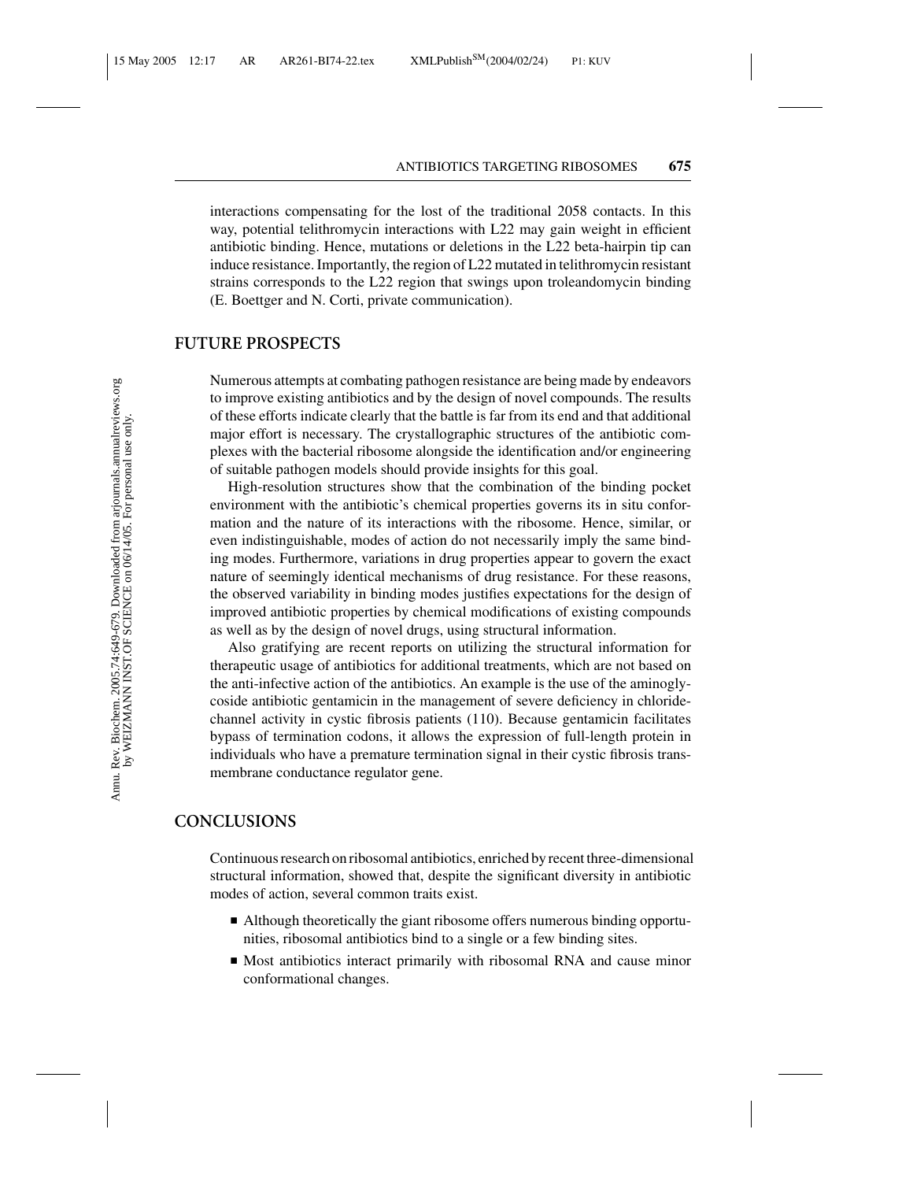interactions compensating for the lost of the traditional 2058 contacts. In this way, potential telithromycin interactions with L22 may gain weight in efficient antibiotic binding. Hence, mutations or deletions in the L22 beta-hairpin tip can induce resistance. Importantly, the region of L22 mutated in telithromycin resistant strains corresponds to the L22 region that swings upon troleandomycin binding (E. Boettger and N. Corti, private communication).

## FUTURE PROSPECTS

Numerous attempts at combating pathogen resistance are being made by endeavors to improve existing antibiotics and by the design of novel compounds. The results of these efforts indicate clearly that the battle is far from its end and that additional major effort is necessary. The crystallographic structures of the antibiotic complexes with the bacterial ribosome alongside the identification and/or engineering of suitable pathogen models should provide insights for this goal.

High-resolution structures show that the combination of the binding pocket environment with the antibiotic's chemical properties governs its in situ conformation and the nature of its interactions with the ribosome. Hence, similar, or even indistinguishable, modes of action do not necessarily imply the same binding modes. Furthermore, variations in drug properties appear to govern the exact nature of seemingly identical mechanisms of drug resistance. For these reasons, the observed variability in binding modes justifies expectations for the design of improved antibiotic properties by chemical modifications of existing compounds as well as by the design of novel drugs, using structural information.

Also gratifying are recent reports on utilizing the structural information for therapeutic usage of antibiotics for additional treatments, which are not based on the anti-infective action of the antibiotics. An example is the use of the aminoglycoside antibiotic gentamicin in the management of severe deficiency in chloride-channel activity in cystic fibrosis patients (110). Because gentamicin facilitates bypass of termination codons, it allows the expression of full-length protein in individuals who have a premature termination signal in their cystic fibrosis transmembrane conductance regulator gene.

## CONCLUSIONS

Continuous research on ribosomal antibiotics, enriched by recent three-dimensional structural information, showed that, despite the significant diversity in antibiotic modes of action, several common traits exist.

- Although theoretically the giant ribosome offers numerous binding opportunities, ribosomal antibiotics bind to a single or a few binding sites.
- Most antibiotics interact primarily with ribosomal RNA and cause minor conformational changes.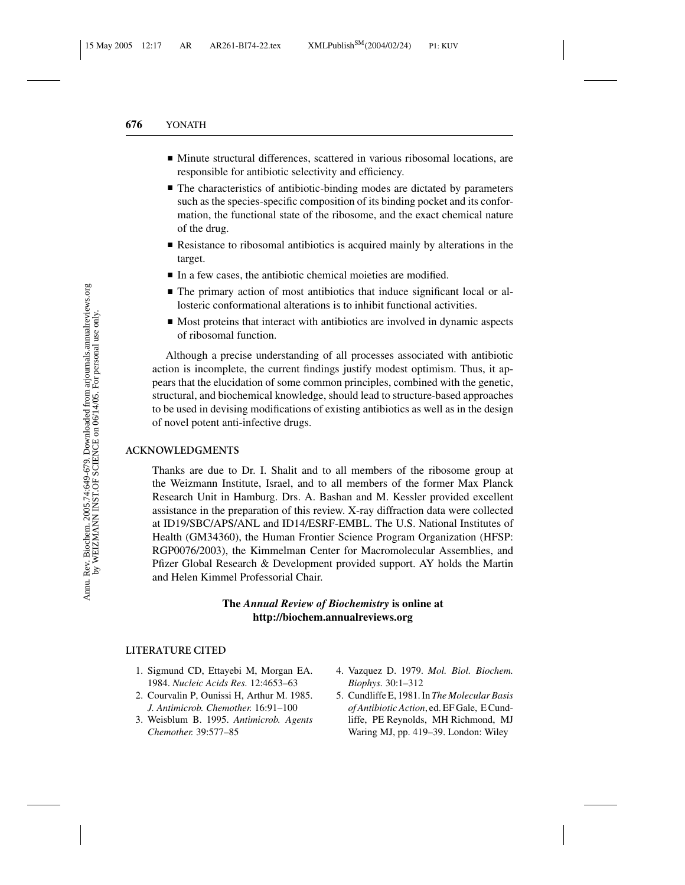- Minute structural differences, scattered in various ribosomal locations, are responsible for antibiotic selectivity and efficiency.
- The characteristics of antibiotic-binding modes are dictated by parameters such as the species-specific composition of its binding pocket and its conformation, the functional state of the ribosome, and the exact chemical nature of the drug.
- Resistance to ribosomal antibiotics is acquired mainly by alterations in the target.
- In a few cases, the antibiotic chemical moieties are modified.
- The primary action of most antibiotics that induce significant local or allosteric conformational alterations is to inhibit functional activities.
- Most proteins that interact with antibiotics are involved in dynamic aspects of ribosomal function.

Although a precise understanding of all processes associated with antibiotic action is incomplete, the current findings justify modest optimism. Thus, it appears that the elucidation of some common principles, combined with the genetic, structural, and biochemical knowledge, should lead to structure-based approaches to be used in devising modifications of existing antibiotics as well as in the design of novel potent anti-infective drugs.

## ACKNOWLEDGMENTS

Thanks are due to Dr. I. Shalit and to all members of the ribosome group at the Weizmann Institute, Israel, and to all members of the former Max Planck Research Unit in Hamburg. Drs. A. Bashan and M. Kessler provided excellent assistance in the preparation of this review. X-ray diffraction data were collected at ID19/SBC/APS/ANL and ID14/ESRF-EMBL. The U.S. National Institutes of Health (GM34360), the Human Frontier Science Program Organization (HFSP: RGP0076/2003), the Kimmelman Center for Macromolecular Assemblies, and Pfizer Global Research & Development provided support. AY holds the Martin and Helen Kimmel Professorial Chair.

**The *Annual Review of Biochemistry* is online at http://biochem.annualreviews.org**

## LITERATURE CITED

1. Sigmund CD, Ettayebi M, Morgan EA. 1984. *Nucleic Acids Res.* 12:4653–63
2. Courvalin P, Ounissi H, Arthur M. 1985. *J. Antimicrob. Chemother.* 16:91–100
3. Weisblum B. 1995. *Antimicrob. Agents Chemother.* 39:577–85
4. Vazquez D. 1979. *Mol. Biol. Biochem. Biophys.* 30:1–312
5. Cundliffe E, 1981. In *The Molecular Basis of Antibiotic Action*, ed. EF Gale, E Cundliffe, PE Reynolds, MH Richmond, MJ Waring MJ, pp. 419–39. London: Wiley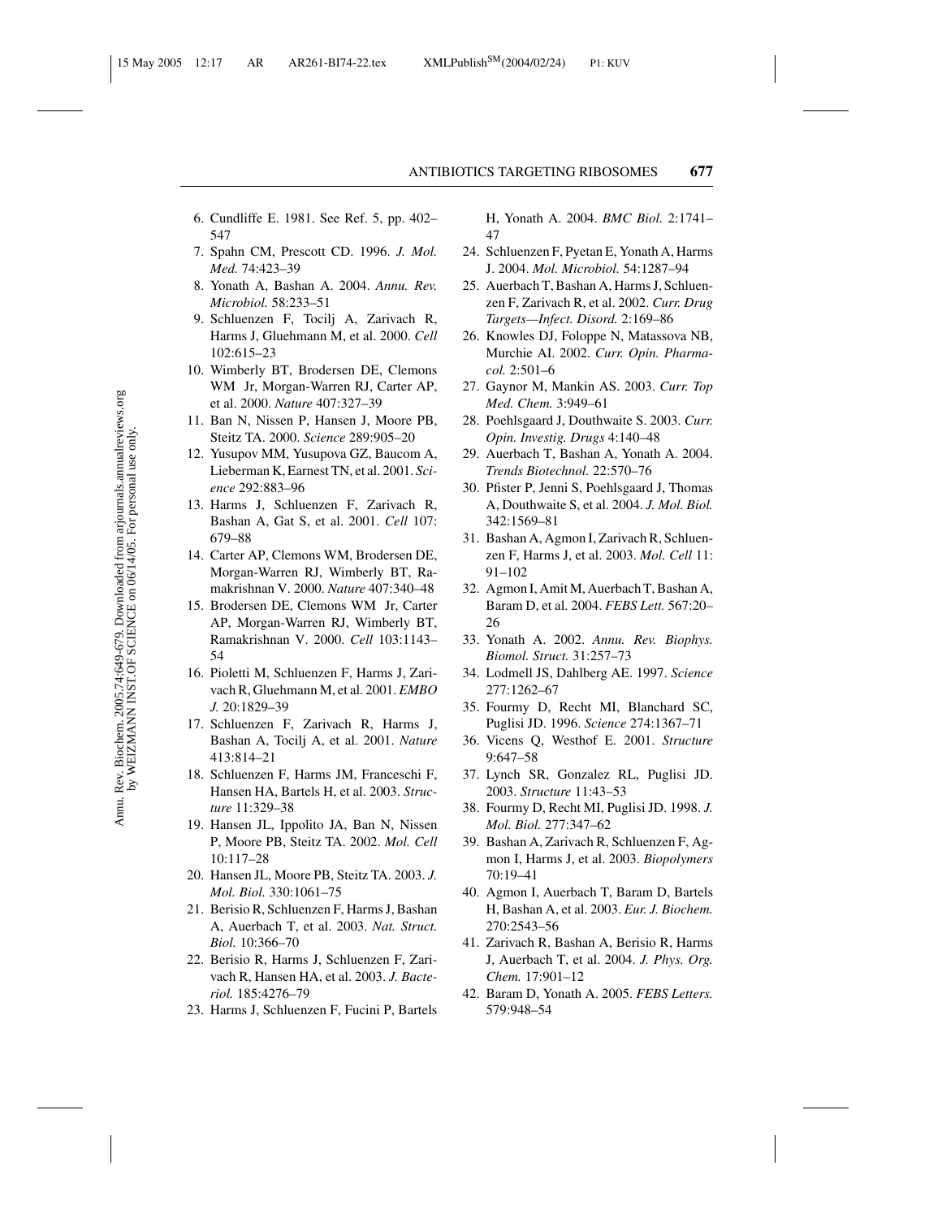6. Cundliffe E. 1981. See Ref. 5, pp. 402–547
7. Spahn CM, Prescott CD. 1996. *J. Mol. Med.* 74:423–39
8. Yonath A, Bashan A. 2004. *Annu. Rev. Microbiol.* 58:233–51
9. Schluenzen F, Tocilj A, Zarivach R, Harms J, Gluehmann M, et al. 2000. *Cell* 102:615–23
10. Wimberly BT, Brodersen DE, Clemons WM Jr, Morgan-Warren RJ, Carter AP, et al. 2000. *Nature* 407:327–39
11. Ban N, Nissen P, Hansen J, Moore PB, Steitz TA. 2000. *Science* 289:905–20
12. Yusupov MM, Yusupova GZ, Baucom A, Lieberman K, Earnest TN, et al. 2001. *Science* 292:883–96
13. Harms J, Schluenzen F, Zarivach R, Bashan A, Gat S, et al. 2001. *Cell* 107: 679–88
14. Carter AP, Clemons WM, Brodersen DE, Morgan-Warren RJ, Wimberly BT, Ramakrishnan V. 2000. *Nature* 407:340–48
15. Brodersen DE, Clemons WM Jr, Carter AP, Morgan-Warren RJ, Wimberly BT, Ramakrishnan V. 2000. *Cell* 103:1143–54
16. Pioletti M, Schluenzen F, Harms J, Zarivach R, Gluehmann M, et al. 2001. *EMBO J.* 20:1829–39
17. Schluenzen F, Zarivach R, Harms J, Bashan A, Tocilj A, et al. 2001. *Nature* 413:814–21
18. Schluenzen F, Harms JM, Franceschi F, Hansen HA, Bartels H, et al. 2003. *Structure* 11:329–38
19. Hansen JL, Ippolito JA, Ban N, Nissen P, Moore PB, Steitz TA. 2002. *Mol. Cell* 10:117–28
20. Hansen JL, Moore PB, Steitz TA. 2003. *J. Mol. Biol.* 330:1061–75
21. Berisio R, Schluenzen F, Harms J, Bashan A, Auerbach T, et al. 2003. *Nat. Struct. Biol.* 10:366–70
22. Berisio R, Harms J, Schluenzen F, Zarivach R, Hansen HA, et al. 2003. *J. Bacteriol.* 185:4276–79
23. Harms J, Schluenzen F, Fucini P, Bartels H, Yonath A. 2004. *BMC Biol.* 2:1741–47
24. Schluenzen F, Pyetan E, Yonath A, Harms J. 2004. *Mol. Microbiol.* 54:1287–94
25. Auerbach T, Bashan A, Harms J, Schluenzen F, Zarivach R, et al. 2002. *Curr. Drug Targets—Infect. Disord.* 2:169–86
26. Knowles DJ, Foloppe N, Matassova NB, Murchie AI. 2002. *Curr. Opin. Pharmacol.* 2:501–6
27. Gaynor M, Mankin AS. 2003. *Curr. Top Med. Chem.* 3:949–61
28. Poehlsgaard J, Douthwaite S. 2003. *Curr. Opin. Investig. Drugs* 4:140–48
29. Auerbach T, Bashan A, Yonath A. 2004. *Trends Biotechnol.* 22:570–76
30. Pfister P, Jenni S, Poehlsgaard J, Thomas A, Douthwaite S, et al. 2004. *J. Mol. Biol.* 342:1569–81
31. Bashan A, Agmon I, Zarivach R, Schluenzen F, Harms J, et al. 2003. *Mol. Cell* 11: 91–102
32. Agmon I, Amit M, Auerbach T, Bashan A, Baram D, et al. 2004. *FEBS Lett.* 567:20–26
33. Yonath A. 2002. *Annu. Rev. Biophys. Biomol. Struct.* 31:257–73
34. Lodmell JS, Dahlberg AE. 1997. *Science* 277:1262–67
35. Fourmy D, Recht MI, Blanchard SC, Puglisi JD. 1996. *Science* 274:1367–71
36. Vicens Q, Westhof E. 2001. *Structure* 9:647–58
37. Lynch SR, Gonzalez RL, Puglisi JD. 2003. *Structure* 11:43–53
38. Fourmy D, Recht MI, Puglisi JD. 1998. *J. Mol. Biol.* 277:347–62
39. Bashan A, Zarivach R, Schluenzen F, Agmon I, Harms J, et al. 2003. *Biopolymers* 70:19–41
40. Agmon I, Auerbach T, Baram D, Bartels H, Bashan A, et al. 2003. *Eur. J. Biochem.* 270:2543–56
41. Zarivach R, Bashan A, Berisio R, Harms J, Auerbach T, et al. 2004. *J. Phys. Org. Chem.* 17:901–12
42. Baram D, Yonath A. 2005. *FEBS Letters.* 579:948–54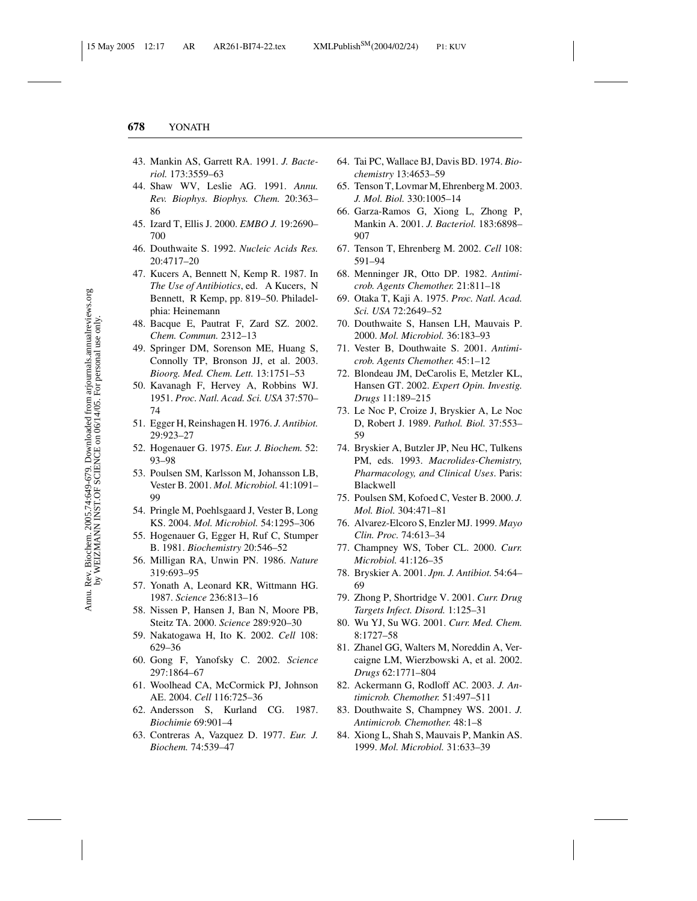43. Mankin AS, Garrett RA. 1991. *J. Bacteriol.* 173:3559–63
44. Shaw WV, Leslie AG. 1991. *Annu. Rev. Biophys. Biophys. Chem.* 20:363–86
45. Izard T, Ellis J. 2000. *EMBO J.* 19:2690–700
46. Douthwaite S. 1992. *Nucleic Acids Res.* 20:4717–20
47. Kucers A, Bennett N, Kemp R. 1987. In *The Use of Antibiotics*, ed. A Kucers, N Bennett, R Kemp, pp. 819–50. Philadelphia: Heinemann
48. Bacque E, Pautrat F, Zard SZ. 2002. *Chem. Commun.* 2312–13
49. Springer DM, Sorenson ME, Huang S, Connolly TP, Bronson JJ, et al. 2003. *Bioorg. Med. Chem. Lett.* 13:1751–53
50. Kavanagh F, Hervey A, Robbins WJ. 1951. *Proc. Natl. Acad. Sci. USA* 37:570–74
51. Egger H, Reinshagen H. 1976. *J. Antibiot.* 29:923–27
52. Hogenauer G. 1975. *Eur. J. Biochem.* 52: 93–98
53. Poulsen SM, Karlsson M, Johansson LB, Vester B. 2001. *Mol. Microbiol.* 41:1091–99
54. Pringle M, Poehlsgaard J, Vester B, Long KS. 2004. *Mol. Microbiol.* 54:1295–306
55. Hogenauer G, Egger H, Ruf C, Stumper B. 1981. *Biochemistry* 20:546–52
56. Milligan RA, Unwin PN. 1986. *Nature* 319:693–95
57. Yonath A, Leonard KR, Wittmann HG. 1987. *Science* 236:813–16
58. Nissen P, Hansen J, Ban N, Moore PB, Steitz TA. 2000. *Science* 289:920–30
59. Nakatogawa H, Ito K. 2002. *Cell* 108: 629–36
60. Gong F, Yanofsky C. 2002. *Science* 297:1864–67
61. Woolhead CA, McCormick PJ, Johnson AE. 2004. *Cell* 116:725–36
62. Andersson S, Kurland CG. 1987. *Biochimie* 69:901–4
63. Contreras A, Vazquez D. 1977. *Eur. J. Biochem.* 74:539–47
64. Tai PC, Wallace BJ, Davis BD. 1974. *Biochemistry* 13:4653–59
65. Tenson T, Lovmar M, Ehrenberg M. 2003. *J. Mol. Biol.* 330:1005–14
66. Garza-Ramos G, Xiong L, Zhong P, Mankin A. 2001. *J. Bacteriol.* 183:6898–907
67. Tenson T, Ehrenberg M. 2002. *Cell* 108: 591–94
68. Menninger JR, Otto DP. 1982. *Antimicrob. Agents Chemother.* 21:811–18
69. Otaka T, Kaji A. 1975. *Proc. Natl. Acad. Sci. USA* 72:2649–52
70. Douthwaite S, Hansen LH, Mauvais P. 2000. *Mol. Microbiol.* 36:183–93
71. Vester B, Douthwaite S. 2001. *Antimicrob. Agents Chemother.* 45:1–12
72. Blondeau JM, DeCarolis E, Metzler KL, Hansen GT. 2002. *Expert Opin. Investig. Drugs* 11:189–215
73. Le Noc P, Croize J, Bryskier A, Le Noc D, Robert J. 1989. *Pathol. Biol.* 37:553–59
74. Bryskier A, Butzler JP, Neu HC, Tulkens PM, eds. 1993. *Macrolides-Chemistry, Pharmacology, and Clinical Uses*. Paris: Blackwell
75. Poulsen SM, Kofoed C, Vester B. 2000. *J. Mol. Biol.* 304:471–81
76. Alvarez-Elcoro S, Enzler MJ. 1999. *Mayo Clin. Proc.* 74:613–34
77. Champney WS, Tober CL. 2000. *Curr. Microbiol.* 41:126–35
78. Bryskier A. 2001. *Jpn. J. Antibiot.* 54:64–69
79. Zhong P, Shortridge V. 2001. *Curr. Drug Targets Infect. Disord.* 1:125–31
80. Wu YJ, Su WG. 2001. *Curr. Med. Chem.* 8:1727–58
81. Zhanel GG, Walters M, Noreddin A, Vercaigne LM, Wierzbowski A, et al. 2002. *Drugs* 62:1771–804
82. Ackermann G, Rodloff AC. 2003. *J. Antimicrob. Chemother.* 51:497–511
83. Douthwaite S, Champney WS. 2001. *J. Antimicrob. Chemother.* 48:1–8
84. Xiong L, Shah S, Mauvais P, Mankin AS. 1999. *Mol. Microbiol.* 31:633–39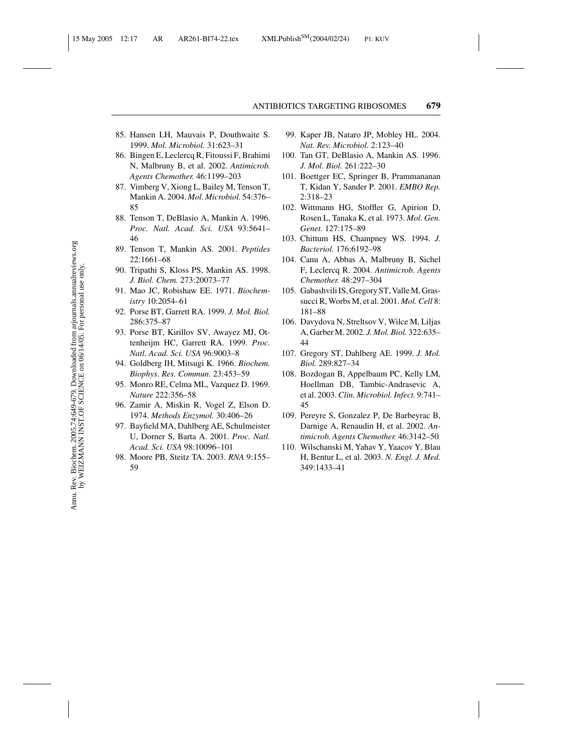85. Hansen LH, Mauvais P, Douthwaite S. 1999. *Mol. Microbiol.* 31:623–31
86. Bingen E, Leclercq R, Fitoussi F, Brahimi N, Malbruny B, et al. 2002. *Antimicrob. Agents Chemother.* 46:1199–203
87. Vimberg V, Xiong L, Bailey M, Tenson T, Mankin A. 2004. *Mol. Microbiol.* 54:376–85
88. Tenson T, DeBlasio A, Mankin A. 1996. *Proc. Natl. Acad. Sci. USA* 93:5641–46
89. Tenson T, Mankin AS. 2001. *Peptides* 22:1661–68
90. Tripathi S, Kloss PS, Mankin AS. 1998. *J. Biol. Chem.* 273:20073–77
91. Mao JC, Robishaw EE. 1971. *Biochemistry* 10:2054–61
92. Porse BT, Garrett RA. 1999. *J. Mol. Biol.* 286:375–87
93. Porse BT, Kirillov SV, Awayez MJ, Ottenheijm HC, Garrett RA. 1999. *Proc. Natl. Acad. Sci. USA* 96:9003–8
94. Goldberg IH, Mitsugi K. 1966. *Biochem. Biophys. Res. Commun.* 23:453–59
95. Monro RE, Celma ML, Vazquez D. 1969. *Nature* 222:356–58
96. Zamir A, Miskin R, Vogel Z, Elson D. 1974. *Methods Enzymol.* 30:406–26
97. Bayfield MA, Dahlberg AE, Schulmeister U, Dorner S, Barta A. 2001. *Proc. Natl. Acad. Sci. USA* 98:10096–101
98. Moore PB, Steitz TA. 2003. *RNA* 9:155–59
99. Kaper JB, Nataro JP, Mobley HL. 2004. *Nat. Rev. Microbiol.* 2:123–40
100. Tan GT, DeBlasio A, Mankin AS. 1996. *J. Mol. Biol.* 261:222–30
101. Boettger EC, Springer B, Prammananan T, Kidan Y, Sander P. 2001. *EMBO Rep.* 2:318–23
102. Wittmann HG, Stoffler G, Apirion D, Rosen L, Tanaka K, et al. 1973. *Mol. Gen. Genet.* 127:175–89
103. Chittum HS, Champney WS. 1994. *J. Bacteriol.* 176:6192–98
104. Canu A, Abbas A, Malbruny B, Sichel F, Leclercq R. 2004. *Antimicrob. Agents Chemother.* 48:297–304
105. Gabashvili IS, Gregory ST, Valle M, Grassucci R, Worbs M, et al. 2001. *Mol. Cell* 8: 181–88
106. Davydova N, Streltsov V, Wilce M, Liljas A, Garber M. 2002. *J. Mol. Biol.* 322:635–44
107. Gregory ST, Dahlberg AE. 1999. *J. Mol. Biol.* 289:827–34
108. Bozdogan B, Appelbaum PC, Kelly LM, Hoellman DB, Tambic-Andrasevic A, et al. 2003. *Clin. Microbiol. Infect.* 9:741–45
109. Pereyre S, Gonzalez P, De Barbeyrac B, Darnige A, Renaudin H, et al. 2002. *Antimicrob. Agents Chemother.* 46:3142–50
110. Wilschanski M, Yahav Y, Yaacov Y, Blau H, Bentur L, et al. 2003. *N. Engl. J. Med.* 349:1433–41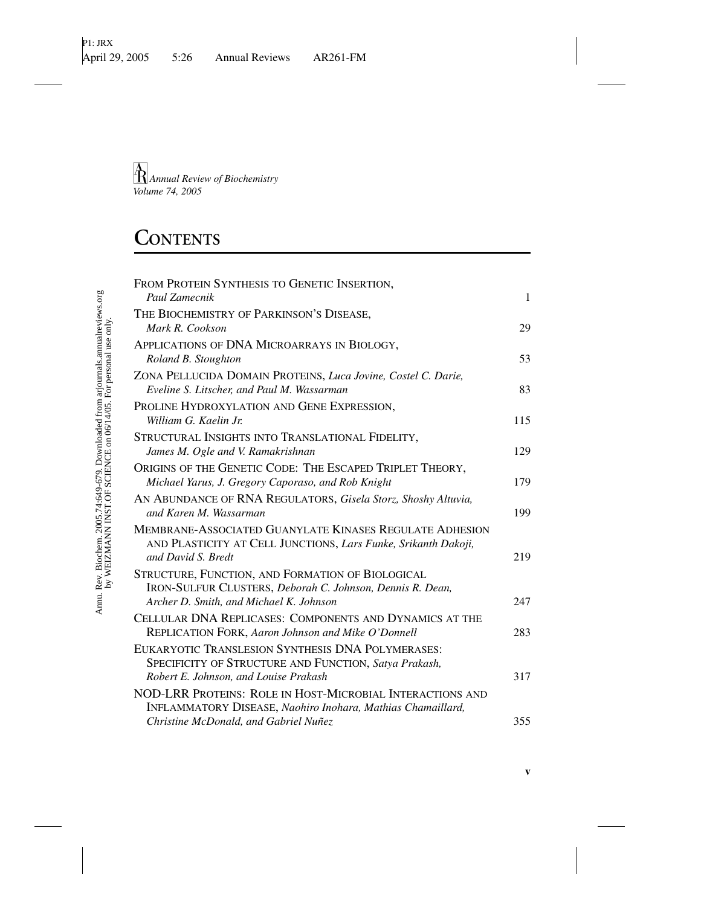*Annual Review of Biochemistry*
*Volume 74, 2005*

# CONTENTS

| | |
|---|---|
| FROM PROTEIN SYNTHESIS TO GENETIC INSERTION, *Paul Zamecnik* | 1 |
| THE BIOCHEMISTRY OF PARKINSON'S DISEASE, *Mark R. Cookson* | 29 |
| APPLICATIONS OF DNA MICROARRAYS IN BIOLOGY, *Roland B. Stoughton* | 53 |
| ZONA PELLUCIDA DOMAIN PROTEINS, *Luca Jovine, Costel C. Darie, Eveline S. Litscher, and Paul M. Wassarman* | 83 |
| PROLINE HYDROXYLATION AND GENE EXPRESSION, *William G. Kaelin Jr.* | 115 |
| STRUCTURAL INSIGHTS INTO TRANSLATIONAL FIDELITY, *James M. Ogle and V. Ramakrishnan* | 129 |
| ORIGINS OF THE GENETIC CODE: THE ESCAPED TRIPLET THEORY, *Michael Yarus, J. Gregory Caporaso, and Rob Knight* | 179 |
| AN ABUNDANCE OF RNA REGULATORS, *Gisela Storz, Shoshy Altuvia, and Karen M. Wassarman* | 199 |
| MEMBRANE-ASSOCIATED GUANYLATE KINASES REGULATE ADHESION AND PLASTICITY AT CELL JUNCTIONS, *Lars Funke, Srikanth Dakoji, and David S. Bredt* | 219 |
| STRUCTURE, FUNCTION, AND FORMATION OF BIOLOGICAL IRON-SULFUR CLUSTERS, *Deborah C. Johnson, Dennis R. Dean, Archer D. Smith, and Michael K. Johnson* | 247 |
| CELLULAR DNA REPLICASES: COMPONENTS AND DYNAMICS AT THE REPLICATION FORK, *Aaron Johnson and Mike O'Donnell* | 283 |
| EUKARYOTIC TRANSLESION SYNTHESIS DNA POLYMERASES: SPECIFICITY OF STRUCTURE AND FUNCTION, *Satya Prakash, Robert E. Johnson, and Louise Prakash* | 317 |
| NOD-LRR PROTEINS: ROLE IN HOST-MICROBIAL INTERACTIONS AND INFLAMMATORY DISEASE, *Naohiro Inohara, Mathias Chamaillard, Christine McDonald, and Gabriel Nuñez* | 355 |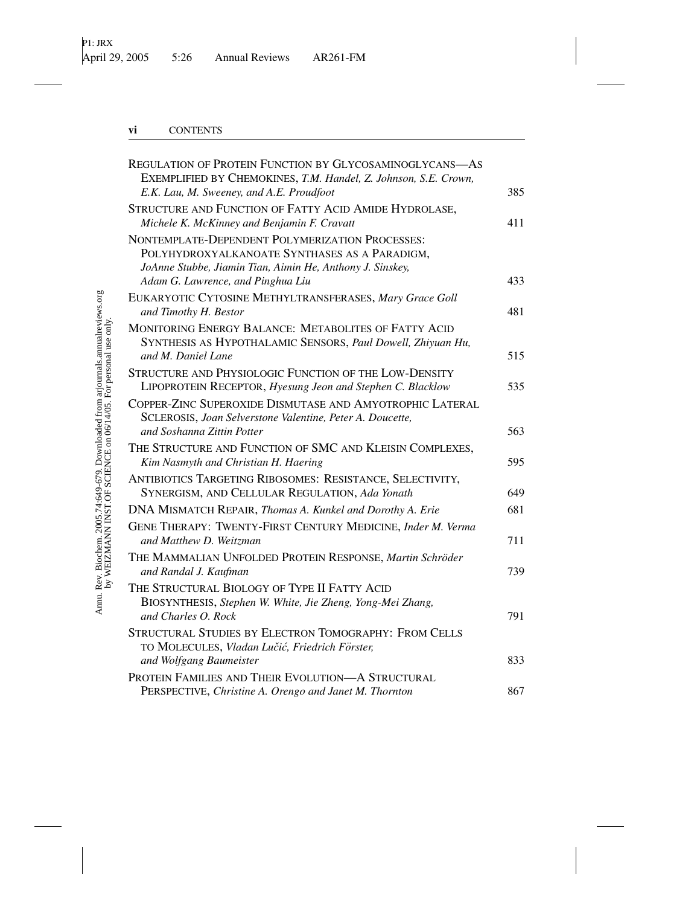Regulation of Protein Function by Glycosaminoglycans—As Exemplified by Chemokines, *T.M. Handel, Z. Johnson, S.E. Crown, E.K. Lau, M. Sweeney, and A.E. Proudfoot* 385

Structure and Function of Fatty Acid Amide Hydrolase, *Michele K. McKinney and Benjamin F. Cravatt* 411

Nontemplate-Dependent Polymerization Processes: Polyhydroxyalkanoate Synthases as a Paradigm, *JoAnne Stubbe, Jiamin Tian, Aimin He, Anthony J. Sinskey, Adam G. Lawrence, and Pinghua Liu* 433

Eukaryotic Cytosine Methyltransferases, *Mary Grace Goll and Timothy H. Bestor* 481

Monitoring Energy Balance: Metabolites of Fatty Acid Synthesis as Hypothalamic Sensors, *Paul Dowell, Zhiyuan Hu, and M. Daniel Lane* 515

Structure and Physiologic Function of the Low-Density Lipoprotein Receptor, *Hyesung Jeon and Stephen C. Blacklow* 535

Copper-Zinc Superoxide Dismutase and Amyotrophic Lateral Sclerosis, *Joan Selverstone Valentine, Peter A. Doucette, and Soshanna Zittin Potter* 563

The Structure and Function of SMC and Kleisin Complexes, *Kim Nasmyth and Christian H. Haering* 595

Antibiotics Targeting Ribosomes: Resistance, Selectivity, Synergism, and Cellular Regulation, *Ada Yonath* 649

DNA Mismatch Repair, *Thomas A. Kunkel and Dorothy A. Erie* 681

Gene Therapy: Twenty-First Century Medicine, *Inder M. Verma and Matthew D. Weitzman* 711

The Mammalian Unfolded Protein Response, *Martin Schröder and Randal J. Kaufman* 739

The Structural Biology of Type II Fatty Acid Biosynthesis, *Stephen W. White, Jie Zheng, Yong-Mei Zhang, and Charles O. Rock* 791

Structural Studies by Electron Tomography: From Cells to Molecules, *Vladan Lučić, Friedrich Förster, and Wolfgang Baumeister* 833

Protein Families and Their Evolution—A Structural Perspective, *Christine A. Orengo and Janet M. Thornton* 867